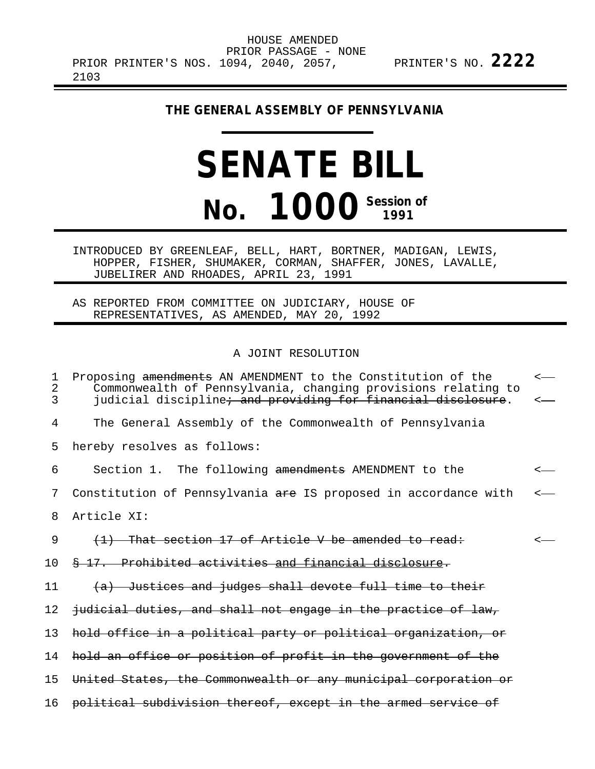HOUSE AMENDED
PRIOR PASSAGE - NONE
PRIOR PRINTER'S NOS. 1094, 2040, 2057, 2103

PRINTER'S NO. **2222**

## THE GENERAL ASSEMBLY OF PENNSYLVANIA

# SENATE BILL

# No. 1000 Session of 1991

INTRODUCED BY GREENLEAF, BELL, HART, BORTNER, MADIGAN, LEWIS, HOPPER, FISHER, SHUMAKER, CORMAN, SHAFFER, JONES, LAVALLE, JUBELIRER AND RHOADES, APRIL 23, 1991

AS REPORTED FROM COMMITTEE ON JUDICIARY, HOUSE OF REPRESENTATIVES, AS AMENDED, MAY 20, 1992

A JOINT RESOLUTION

Proposing ~~amendments~~ AN AMENDMENT to the Constitution of the Commonwealth of Pennsylvania, changing provisions relating to judicial discipline~~; and providing for financial disclosure~~.

The General Assembly of the Commonwealth of Pennsylvania hereby resolves as follows:

Section 1. The following ~~amendments~~ AMENDMENT to the Constitution of Pennsylvania ~~are~~ IS proposed in accordance with Article XI:

~~(1) That section 17 of Article V be amended to read:~~

~~§ 17. Prohibited activities and financial disclosure.~~

~~(a) Justices and judges shall devote full time to their judicial duties, and shall not engage in the practice of law, hold office in a political party or political organization, or hold an office or position of profit in the government of the United States, the Commonwealth or any municipal corporation or political subdivision thereof, except in the armed service of~~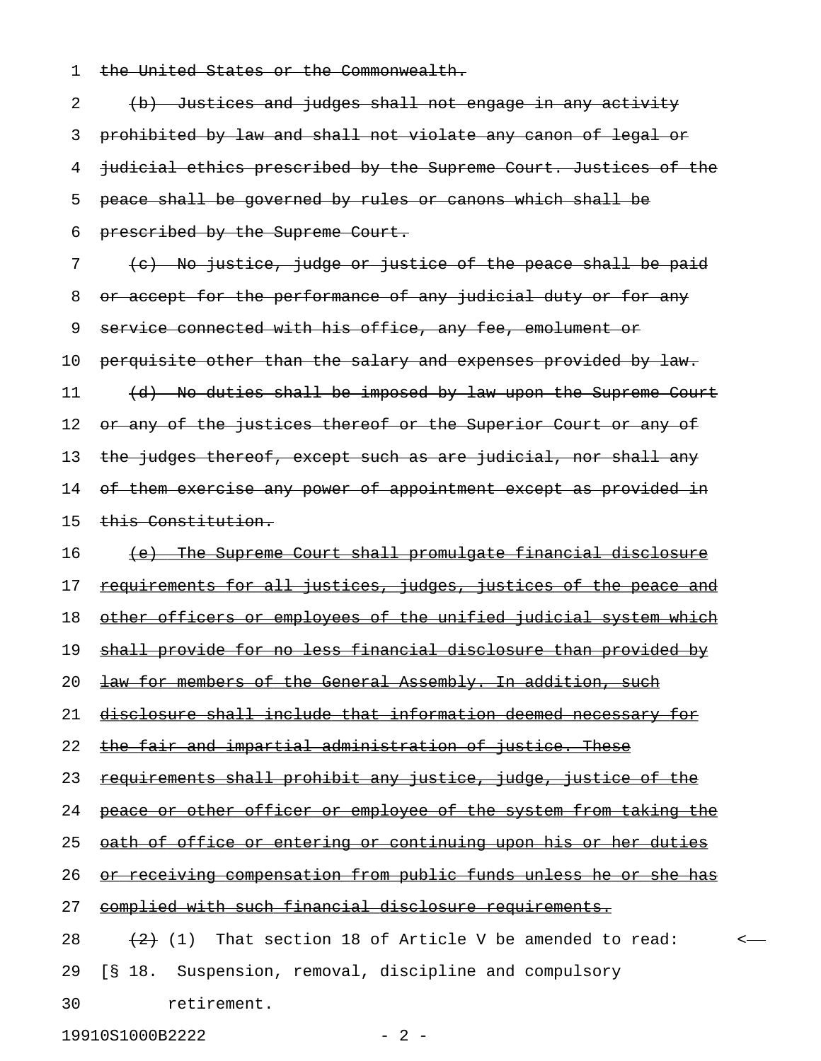~~the United States or the Commonwealth.~~

~~(b) Justices and judges shall not engage in any activity prohibited by law and shall not violate any canon of legal or judicial ethics prescribed by the Supreme Court. Justices of the peace shall be governed by rules or canons which shall be prescribed by the Supreme Court.~~

~~(c) No justice, judge or justice of the peace shall be paid or accept for the performance of any judicial duty or for any service connected with his office, any fee, emolument or perquisite other than the salary and expenses provided by law.~~

~~(d) No duties shall be imposed by law upon the Supreme Court or any of the justices thereof or the Superior Court or any of the judges thereof, except such as are judicial, nor shall any of them exercise any power of appointment except as provided in this Constitution.~~

~~(e) The Supreme Court shall promulgate financial disclosure requirements for all justices, judges, justices of the peace and other officers or employees of the unified judicial system which shall provide for no less financial disclosure than provided by law for members of the General Assembly. In addition, such disclosure shall include that information deemed necessary for the fair and impartial administration of justice. These requirements shall prohibit any justice, judge, justice of the peace or other officer or employee of the system from taking the oath of office or entering or continuing upon his or her duties or receiving compensation from public funds unless he or she has complied with such financial disclosure requirements.~~

~~(2)~~ (1) That section 18 of Article V be amended to read:

[§ 18. Suspension, removal, discipline and compulsory retirement.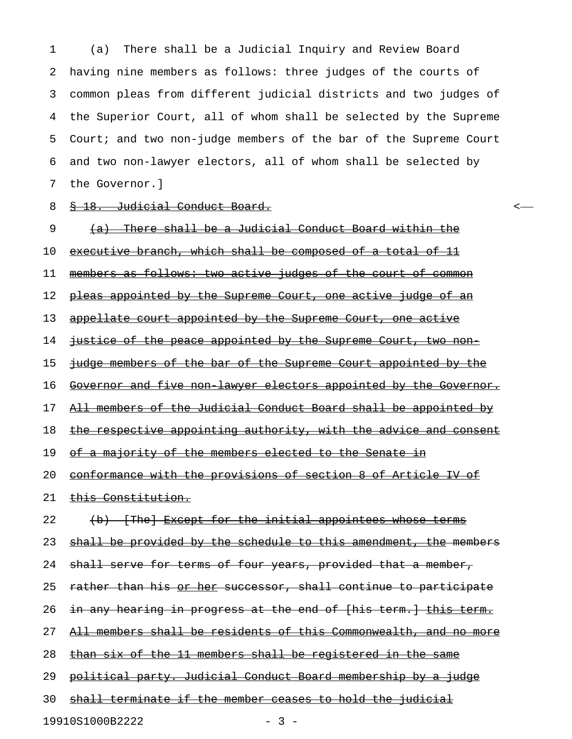(a) There shall be a Judicial Inquiry and Review Board having nine members as follows: three judges of the courts of common pleas from different judicial districts and two judges of the Superior Court, all of whom shall be selected by the Supreme Court; and two non-judge members of the bar of the Supreme Court and two non-lawyer electors, all of whom shall be selected by the Governor.]

~~§ 18. Judicial Conduct Board.~~ <——

~~(a) There shall be a Judicial Conduct Board within the executive branch, which shall be composed of a total of 11 members as follows: two active judges of the court of common pleas appointed by the Supreme Court, one active judge of an appellate court appointed by the Supreme Court, one active justice of the peace appointed by the Supreme Court, two non-judge members of the bar of the Supreme Court appointed by the Governor and five non-lawyer electors appointed by the Governor. All members of the Judicial Conduct Board shall be appointed by the respective appointing authority, with the advice and consent of a majority of the members elected to the Senate in conformance with the provisions of section 8 of Article IV of this Constitution.~~

~~(b) [The] Except for the initial appointees whose terms shall be provided by the schedule to this amendment, the members shall serve for terms of four years, provided that a member, rather than his or her successor, shall continue to participate in any hearing in progress at the end of [his term.] this term. All members shall be residents of this Commonwealth, and no more than six of the 11 members shall be registered in the same political party. Judicial Conduct Board membership by a judge shall terminate if the member ceases to hold the judicial~~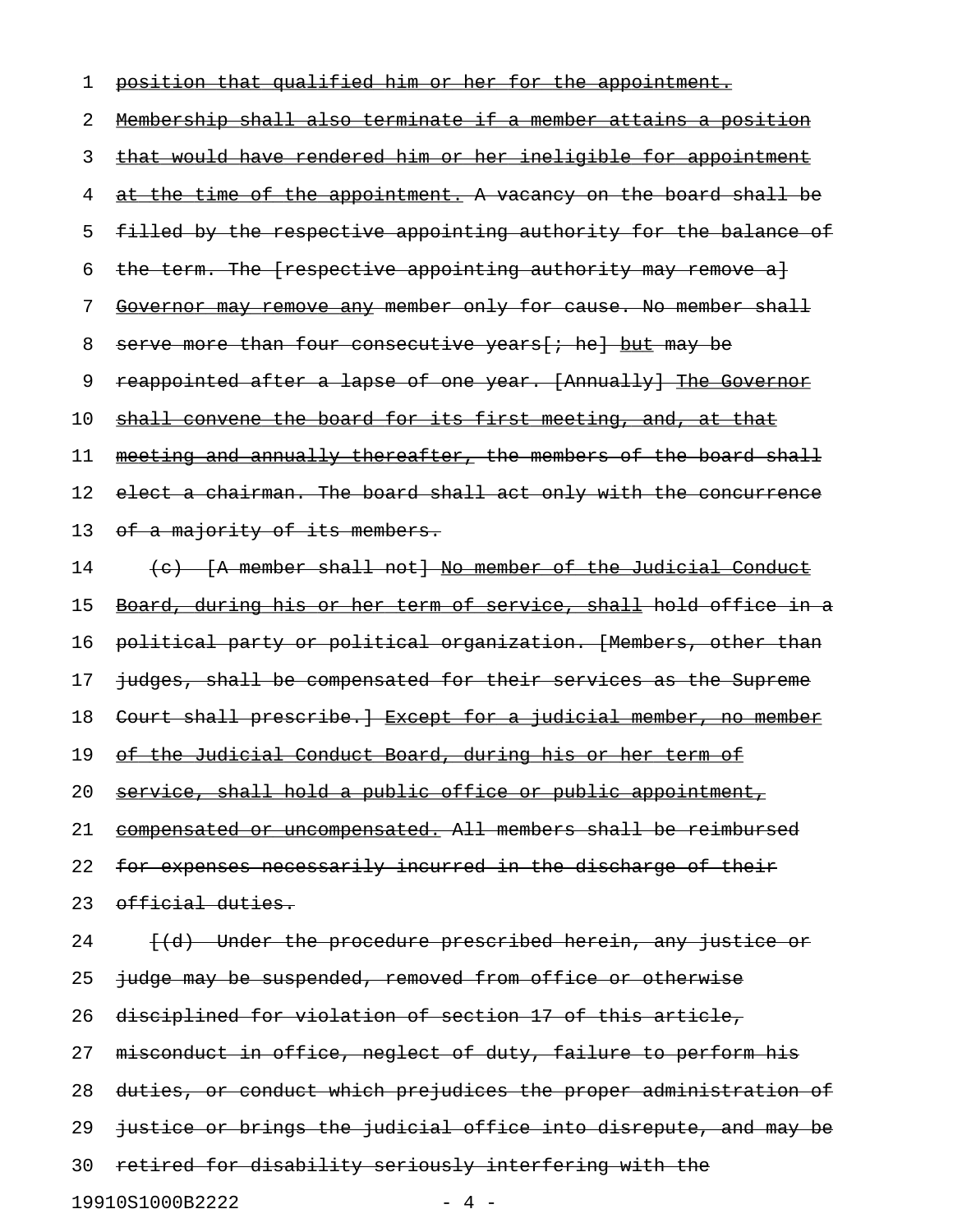1 position that qualified him or her for the appointment.

2 Membership shall also terminate if a member attains a position

3 that would have rendered him or her ineligible for appointment

4 at the time of the appointment. A vacancy on the board shall be

5 filled by the respective appointing authority for the balance of

6 the term. The [respective appointing authority may remove a]

7 Governor may remove any member only for cause. No member shall

8 serve more than four consecutive years[; he] but may be

9 reappointed after a lapse of one year. [Annually] The Governor

10 shall convene the board for its first meeting, and, at that

11 meeting and annually thereafter, the members of the board shall

12 elect a chairman. The board shall act only with the concurrence

13 of a majority of its members.

14 (c) [A member shall not] No member of the Judicial Conduct

15 Board, during his or her term of service, shall hold office in a

16 political party or political organization. [Members, other than

17 judges, shall be compensated for their services as the Supreme

18 Court shall prescribe.] Except for a judicial member, no member

19 of the Judicial Conduct Board, during his or her term of

20 service, shall hold a public office or public appointment,

21 compensated or uncompensated. All members shall be reimbursed

22 for expenses necessarily incurred in the discharge of their

23 official duties.

24 [(d) Under the procedure prescribed herein, any justice or

25 judge may be suspended, removed from office or otherwise

26 disciplined for violation of section 17 of this article,

27 misconduct in office, neglect of duty, failure to perform his

28 duties, or conduct which prejudices the proper administration of

29 justice or brings the judicial office into disrepute, and may be

30 retired for disability seriously interfering with the

19910S1000B2222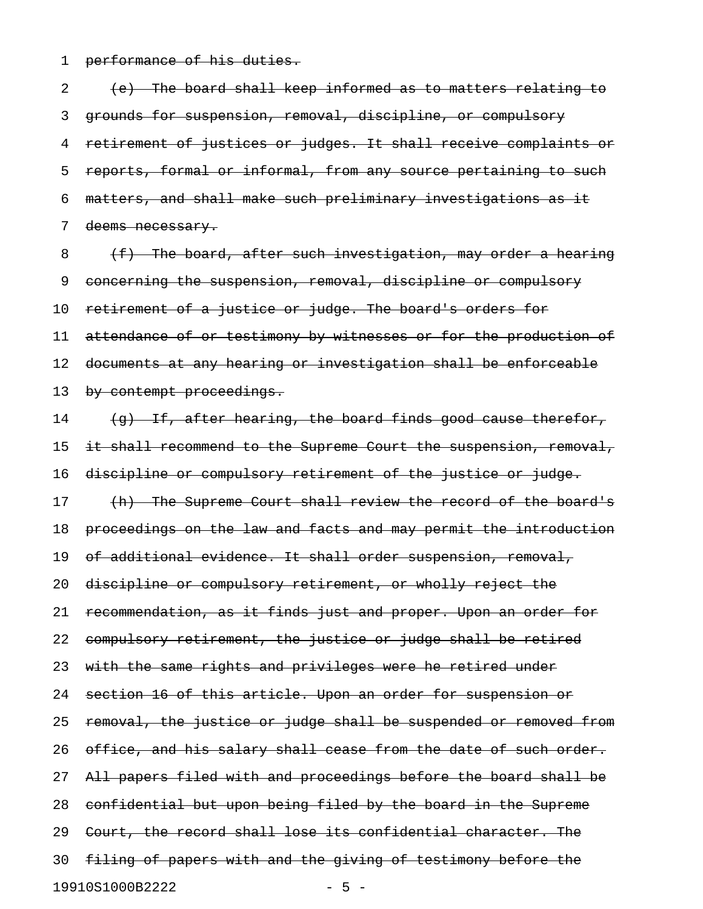~~performance of his duties.~~

~~(e) The board shall keep informed as to matters relating to grounds for suspension, removal, discipline, or compulsory retirement of justices or judges. It shall receive complaints or reports, formal or informal, from any source pertaining to such matters, and shall make such preliminary investigations as it deems necessary.~~

~~(f) The board, after such investigation, may order a hearing concerning the suspension, removal, discipline or compulsory retirement of a justice or judge. The board's orders for attendance of or testimony by witnesses or for the production of documents at any hearing or investigation shall be enforceable by contempt proceedings.~~

~~(g) If, after hearing, the board finds good cause therefor, it shall recommend to the Supreme Court the suspension, removal, discipline or compulsory retirement of the justice or judge.~~

~~(h) The Supreme Court shall review the record of the board's proceedings on the law and facts and may permit the introduction of additional evidence. It shall order suspension, removal, discipline or compulsory retirement, or wholly reject the recommendation, as it finds just and proper. Upon an order for compulsory retirement, the justice or judge shall be retired with the same rights and privileges were he retired under section 16 of this article. Upon an order for suspension or removal, the justice or judge shall be suspended or removed from office, and his salary shall cease from the date of such order. All papers filed with and proceedings before the board shall be confidential but upon being filed by the board in the Supreme Court, the record shall lose its confidential character. The filing of papers with and the giving of testimony before the~~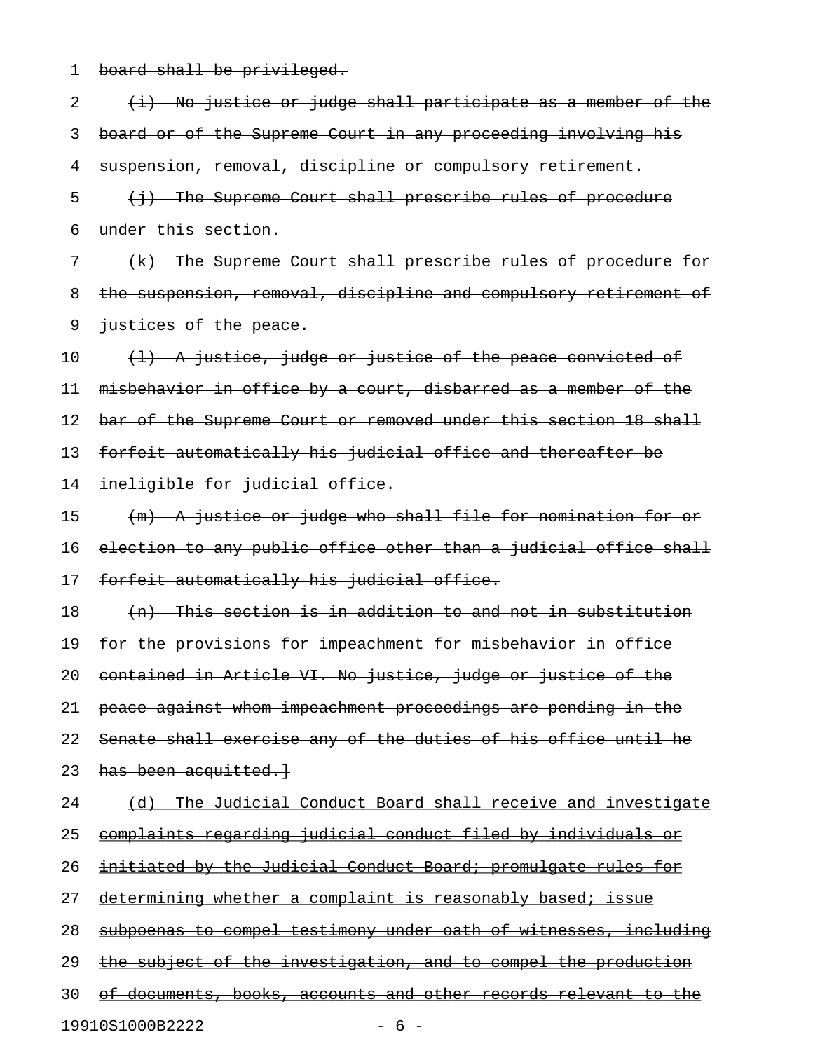board shall be privileged.

(i) No justice or judge shall participate as a member of the board or of the Supreme Court in any proceeding involving his suspension, removal, discipline or compulsory retirement.

(j) The Supreme Court shall prescribe rules of procedure under this section.

(k) The Supreme Court shall prescribe rules of procedure for the suspension, removal, discipline and compulsory retirement of justices of the peace.

(l) A justice, judge or justice of the peace convicted of misbehavior in office by a court, disbarred as a member of the bar of the Supreme Court or removed under this section 18 shall forfeit automatically his judicial office and thereafter be ineligible for judicial office.

(m) A justice or judge who shall file for nomination for or election to any public office other than a judicial office shall forfeit automatically his judicial office.

(n) This section is in addition to and not in substitution for the provisions for impeachment for misbehavior in office contained in Article VI. No justice, judge or justice of the peace against whom impeachment proceedings are pending in the Senate shall exercise any of the duties of his office until he has been acquitted.]

(d) The Judicial Conduct Board shall receive and investigate complaints regarding judicial conduct filed by individuals or initiated by the Judicial Conduct Board; promulgate rules for determining whether a complaint is reasonably based; issue subpoenas to compel testimony under oath of witnesses, including the subject of the investigation, and to compel the production of documents, books, accounts and other records relevant to the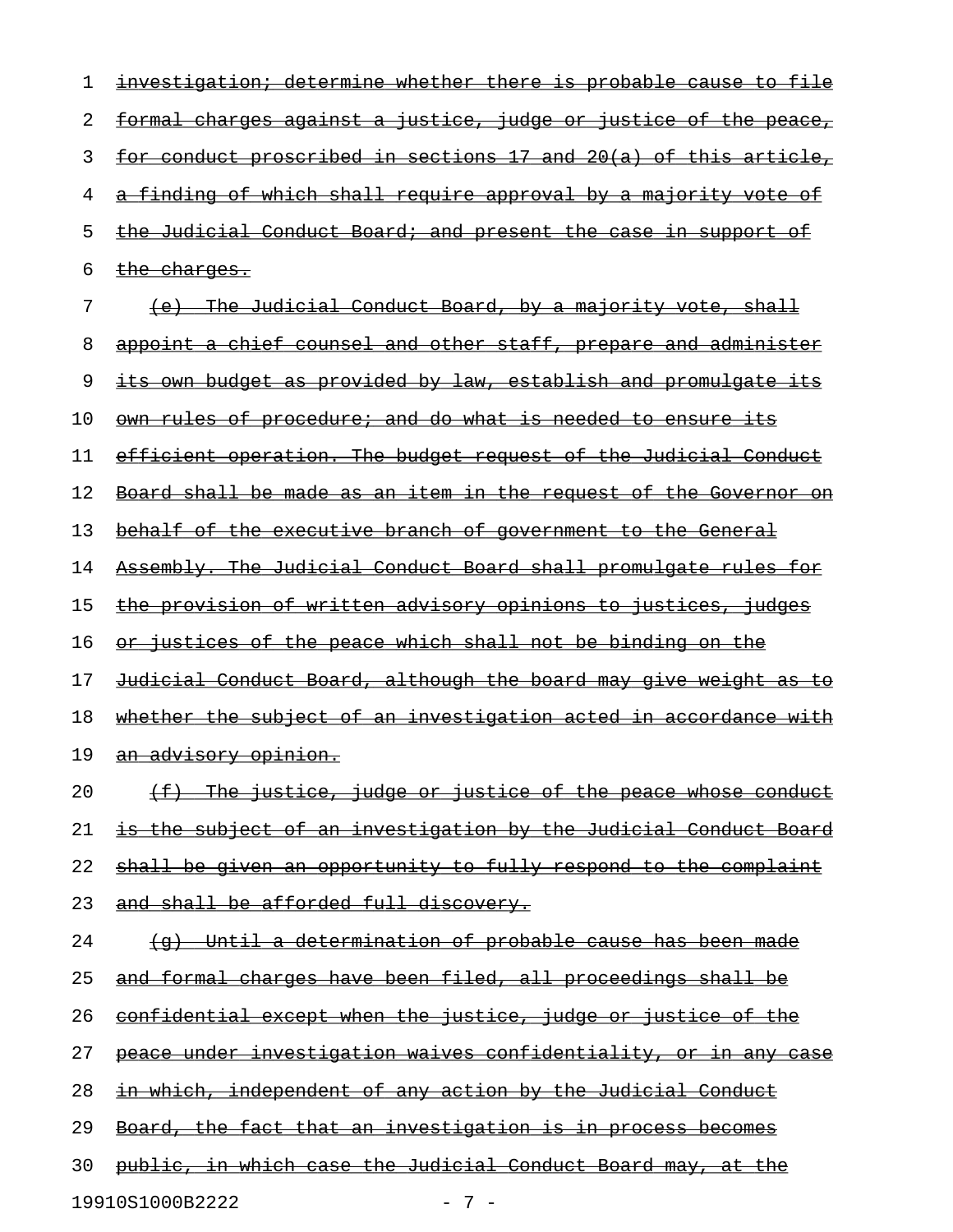~~investigation; determine whether there is probable cause to file formal charges against a justice, judge or justice of the peace, for conduct proscribed in sections 17 and 20(a) of this article, a finding of which shall require approval by a majority vote of the Judicial Conduct Board; and present the case in support of the charges.~~

~~(e) The Judicial Conduct Board, by a majority vote, shall appoint a chief counsel and other staff, prepare and administer its own budget as provided by law, establish and promulgate its own rules of procedure; and do what is needed to ensure its efficient operation. The budget request of the Judicial Conduct Board shall be made as an item in the request of the Governor on behalf of the executive branch of government to the General Assembly. The Judicial Conduct Board shall promulgate rules for the provision of written advisory opinions to justices, judges or justices of the peace which shall not be binding on the Judicial Conduct Board, although the board may give weight as to whether the subject of an investigation acted in accordance with an advisory opinion.~~

~~(f) The justice, judge or justice of the peace whose conduct is the subject of an investigation by the Judicial Conduct Board shall be given an opportunity to fully respond to the complaint and shall be afforded full discovery.~~

~~(g) Until a determination of probable cause has been made and formal charges have been filed, all proceedings shall be confidential except when the justice, judge or justice of the peace under investigation waives confidentiality, or in any case in which, independent of any action by the Judicial Conduct Board, the fact that an investigation is in process becomes public, in which case the Judicial Conduct Board may, at the~~

19910S1000B2222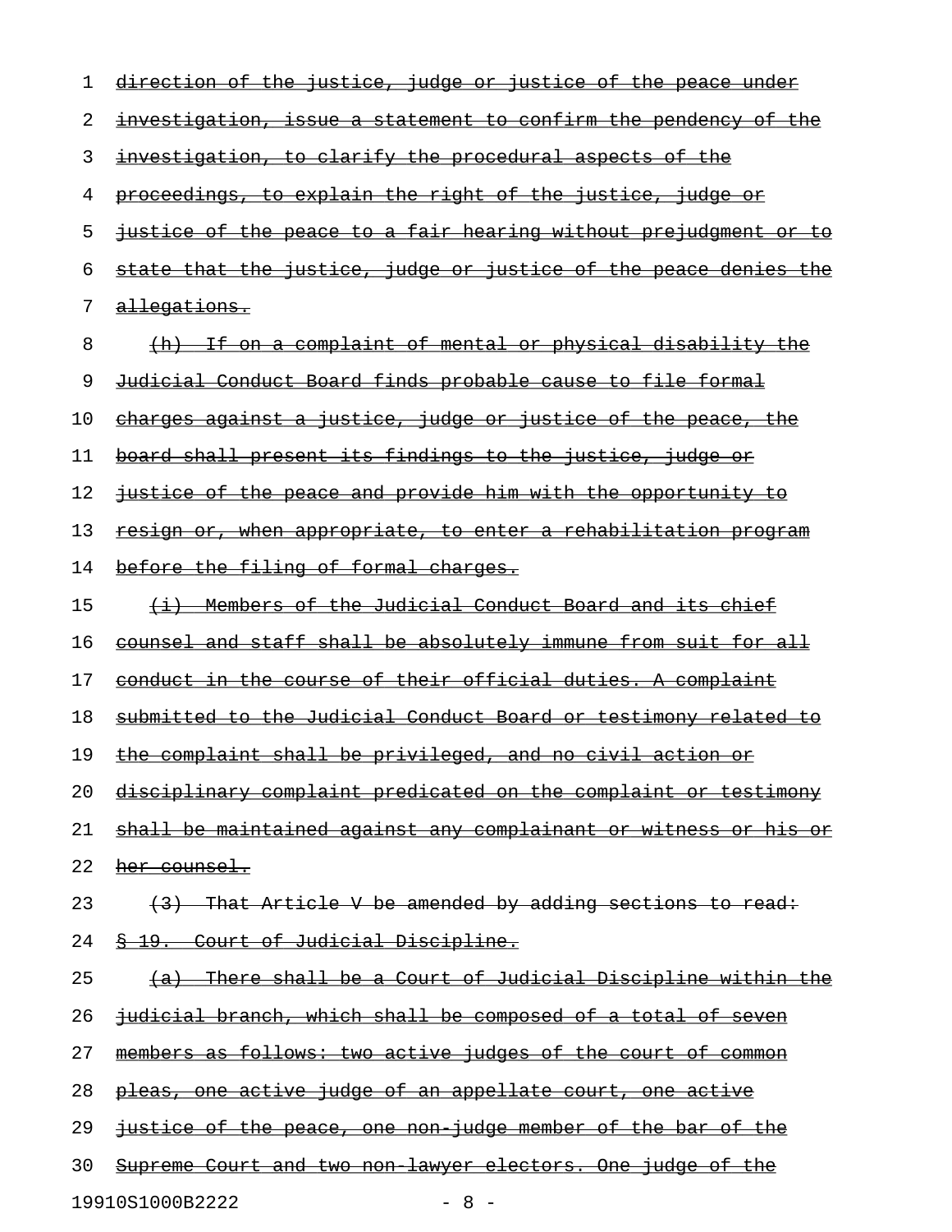direction of the justice, judge or justice of the peace under investigation, issue a statement to confirm the pendency of the investigation, to clarify the procedural aspects of the proceedings, to explain the right of the justice, judge or justice of the peace to a fair hearing without prejudgment or to state that the justice, judge or justice of the peace denies the allegations.

(h) If on a complaint of mental or physical disability the Judicial Conduct Board finds probable cause to file formal charges against a justice, judge or justice of the peace, the board shall present its findings to the justice, judge or justice of the peace and provide him with the opportunity to resign or, when appropriate, to enter a rehabilitation program before the filing of formal charges.

(i) Members of the Judicial Conduct Board and its chief counsel and staff shall be absolutely immune from suit for all conduct in the course of their official duties. A complaint submitted to the Judicial Conduct Board or testimony related to the complaint shall be privileged, and no civil action or disciplinary complaint predicated on the complaint or testimony shall be maintained against any complainant or witness or his or her counsel.

(3) That Article V be amended by adding sections to read:

§ 19. Court of Judicial Discipline.

(a) There shall be a Court of Judicial Discipline within the judicial branch, which shall be composed of a total of seven members as follows: two active judges of the court of common pleas, one active judge of an appellate court, one active justice of the peace, one non-judge member of the bar of the Supreme Court and two non-lawyer electors. One judge of the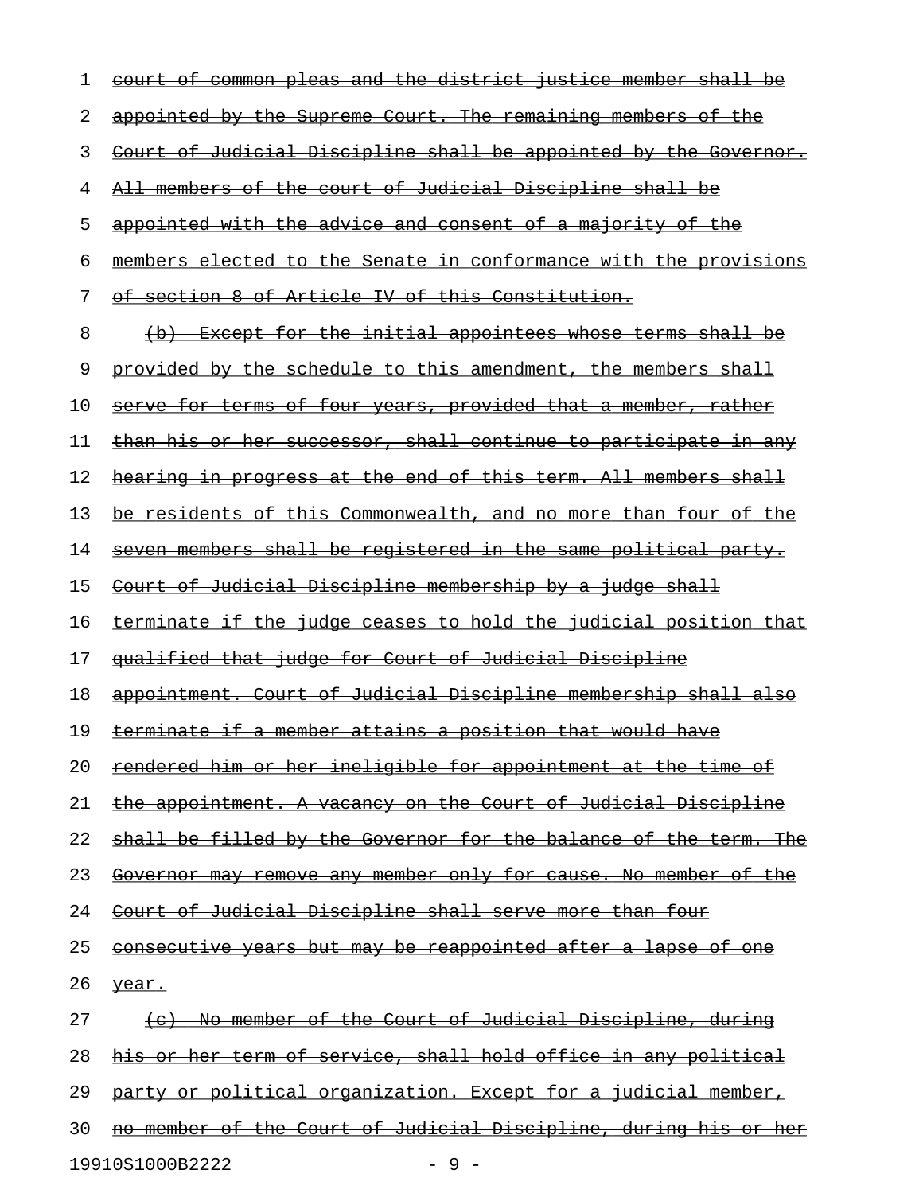~~court of common pleas and the district justice member shall be appointed by the Supreme Court. The remaining members of the Court of Judicial Discipline shall be appointed by the Governor. All members of the court of Judicial Discipline shall be appointed with the advice and consent of a majority of the members elected to the Senate in conformance with the provisions of section 8 of Article IV of this Constitution.~~

~~(b) Except for the initial appointees whose terms shall be provided by the schedule to this amendment, the members shall serve for terms of four years, provided that a member, rather than his or her successor, shall continue to participate in any hearing in progress at the end of this term. All members shall be residents of this Commonwealth, and no more than four of the seven members shall be registered in the same political party. Court of Judicial Discipline membership by a judge shall terminate if the judge ceases to hold the judicial position that qualified that judge for Court of Judicial Discipline appointment. Court of Judicial Discipline membership shall also terminate if a member attains a position that would have rendered him or her ineligible for appointment at the time of the appointment. A vacancy on the Court of Judicial Discipline shall be filled by the Governor for the balance of the term. The Governor may remove any member only for cause. No member of the Court of Judicial Discipline shall serve more than four consecutive years but may be reappointed after a lapse of one year.~~

~~(c) No member of the Court of Judicial Discipline, during his or her term of service, shall hold office in any political party or political organization. Except for a judicial member, no member of the Court of Judicial Discipline, during his or her~~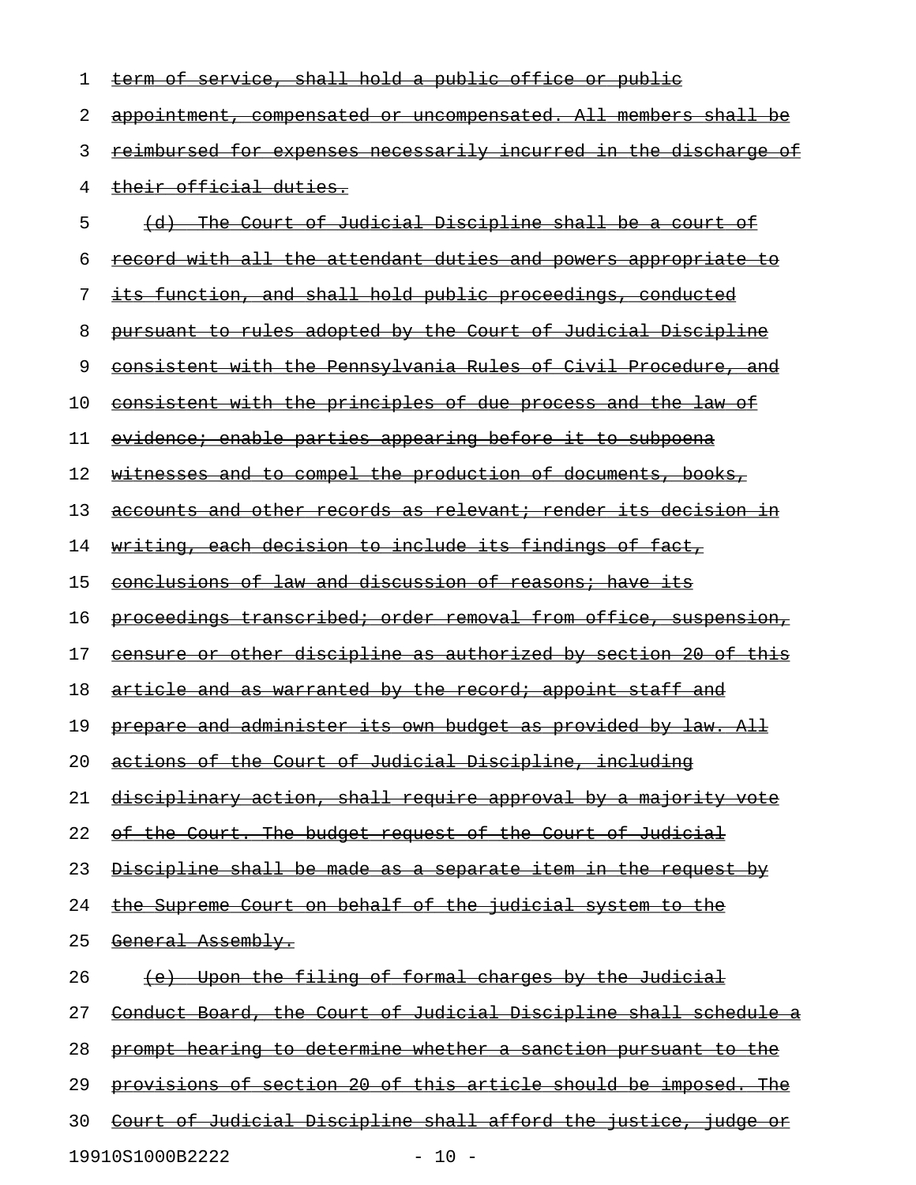~~term of service, shall hold a public office or public appointment, compensated or uncompensated. All members shall be reimbursed for expenses necessarily incurred in the discharge of their official duties.~~

~~(d) The Court of Judicial Discipline shall be a court of record with all the attendant duties and powers appropriate to its function, and shall hold public proceedings, conducted pursuant to rules adopted by the Court of Judicial Discipline consistent with the Pennsylvania Rules of Civil Procedure, and consistent with the principles of due process and the law of evidence; enable parties appearing before it to subpoena witnesses and to compel the production of documents, books, accounts and other records as relevant; render its decision in writing, each decision to include its findings of fact, conclusions of law and discussion of reasons; have its proceedings transcribed; order removal from office, suspension, censure or other discipline as authorized by section 20 of this article and as warranted by the record; appoint staff and prepare and administer its own budget as provided by law. All actions of the Court of Judicial Discipline, including disciplinary action, shall require approval by a majority vote of the Court. The budget request of the Court of Judicial Discipline shall be made as a separate item in the request by the Supreme Court on behalf of the judicial system to the General Assembly.~~

~~(e) Upon the filing of formal charges by the Judicial Conduct Board, the Court of Judicial Discipline shall schedule a prompt hearing to determine whether a sanction pursuant to the provisions of section 20 of this article should be imposed. The Court of Judicial Discipline shall afford the justice, judge or~~

19910S1000B2222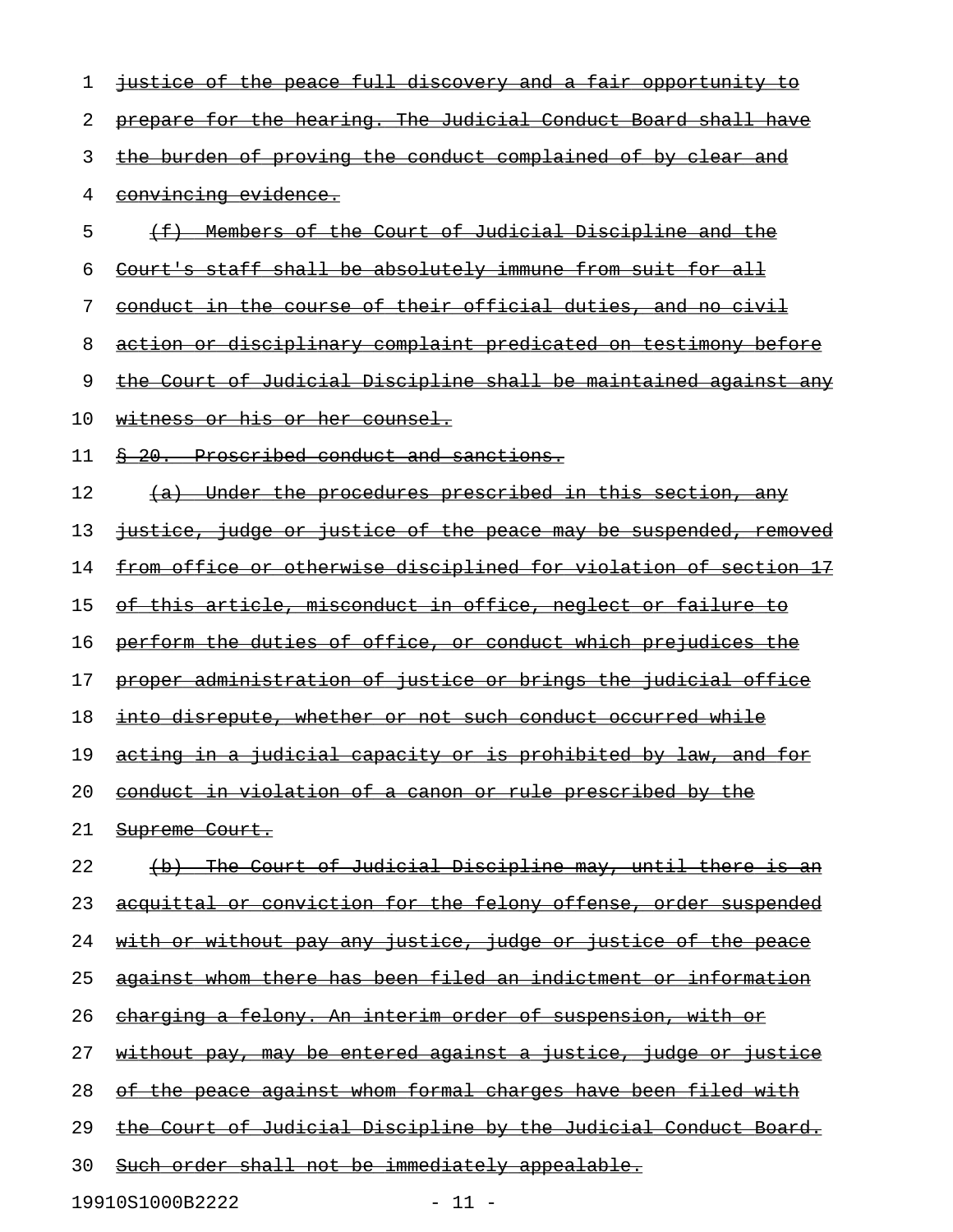~~justice of the peace full discovery and a fair opportunity to prepare for the hearing. The Judicial Conduct Board shall have the burden of proving the conduct complained of by clear and convincing evidence.~~

~~(f) Members of the Court of Judicial Discipline and the Court's staff shall be absolutely immune from suit for all conduct in the course of their official duties, and no civil action or disciplinary complaint predicated on testimony before the Court of Judicial Discipline shall be maintained against any witness or his or her counsel.~~

~~§ 20. Proscribed conduct and sanctions.~~

~~(a) Under the procedures prescribed in this section, any justice, judge or justice of the peace may be suspended, removed from office or otherwise disciplined for violation of section 17 of this article, misconduct in office, neglect or failure to perform the duties of office, or conduct which prejudices the proper administration of justice or brings the judicial office into disrepute, whether or not such conduct occurred while acting in a judicial capacity or is prohibited by law, and for conduct in violation of a canon or rule prescribed by the Supreme Court.~~

~~(b) The Court of Judicial Discipline may, until there is an acquittal or conviction for the felony offense, order suspended with or without pay any justice, judge or justice of the peace against whom there has been filed an indictment or information charging a felony. An interim order of suspension, with or without pay, may be entered against a justice, judge or justice of the peace against whom formal charges have been filed with the Court of Judicial Discipline by the Judicial Conduct Board. Such order shall not be immediately appealable.~~

19910S1000B2222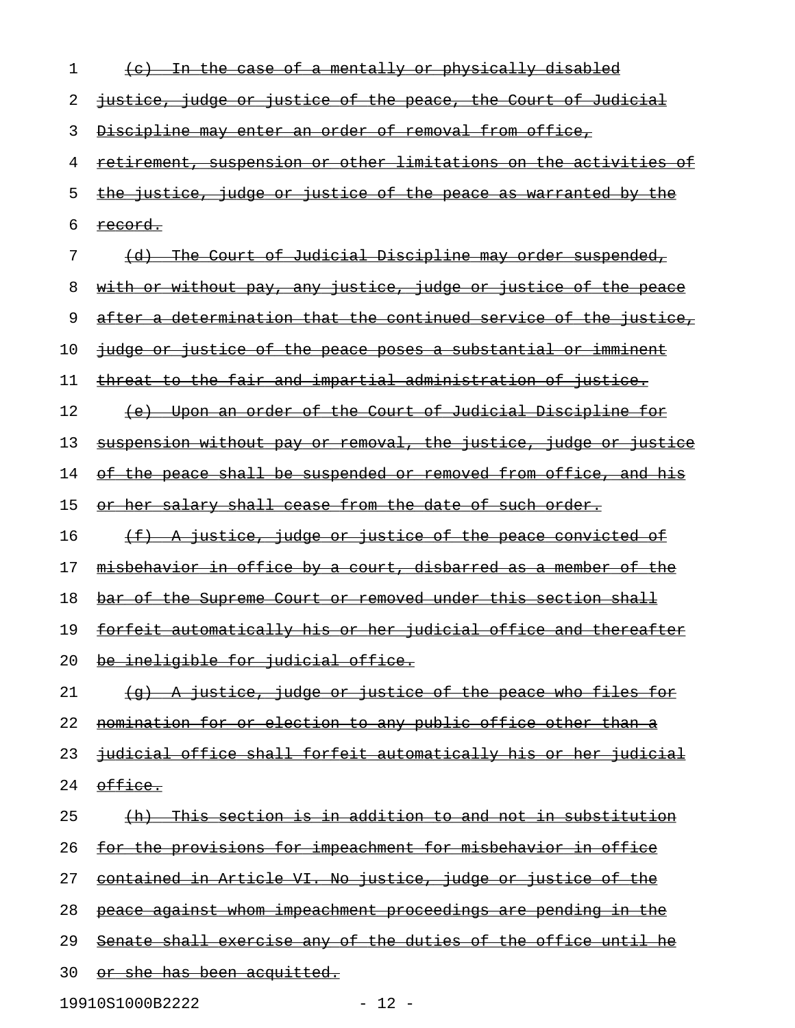~~(c) In the case of a mentally or physically disabled justice, judge or justice of the peace, the Court of Judicial Discipline may enter an order of removal from office, retirement, suspension or other limitations on the activities of the justice, judge or justice of the peace as warranted by the record.~~

~~(d) The Court of Judicial Discipline may order suspended, with or without pay, any justice, judge or justice of the peace after a determination that the continued service of the justice, judge or justice of the peace poses a substantial or imminent threat to the fair and impartial administration of justice.~~

~~(e) Upon an order of the Court of Judicial Discipline for suspension without pay or removal, the justice, judge or justice of the peace shall be suspended or removed from office, and his or her salary shall cease from the date of such order.~~

~~(f) A justice, judge or justice of the peace convicted of misbehavior in office by a court, disbarred as a member of the bar of the Supreme Court or removed under this section shall forfeit automatically his or her judicial office and thereafter be ineligible for judicial office.~~

~~(g) A justice, judge or justice of the peace who files for nomination for or election to any public office other than a judicial office shall forfeit automatically his or her judicial office.~~

~~(h) This section is in addition to and not in substitution for the provisions for impeachment for misbehavior in office contained in Article VI. No justice, judge or justice of the peace against whom impeachment proceedings are pending in the Senate shall exercise any of the duties of the office until he or she has been acquitted.~~

19910S1000B2222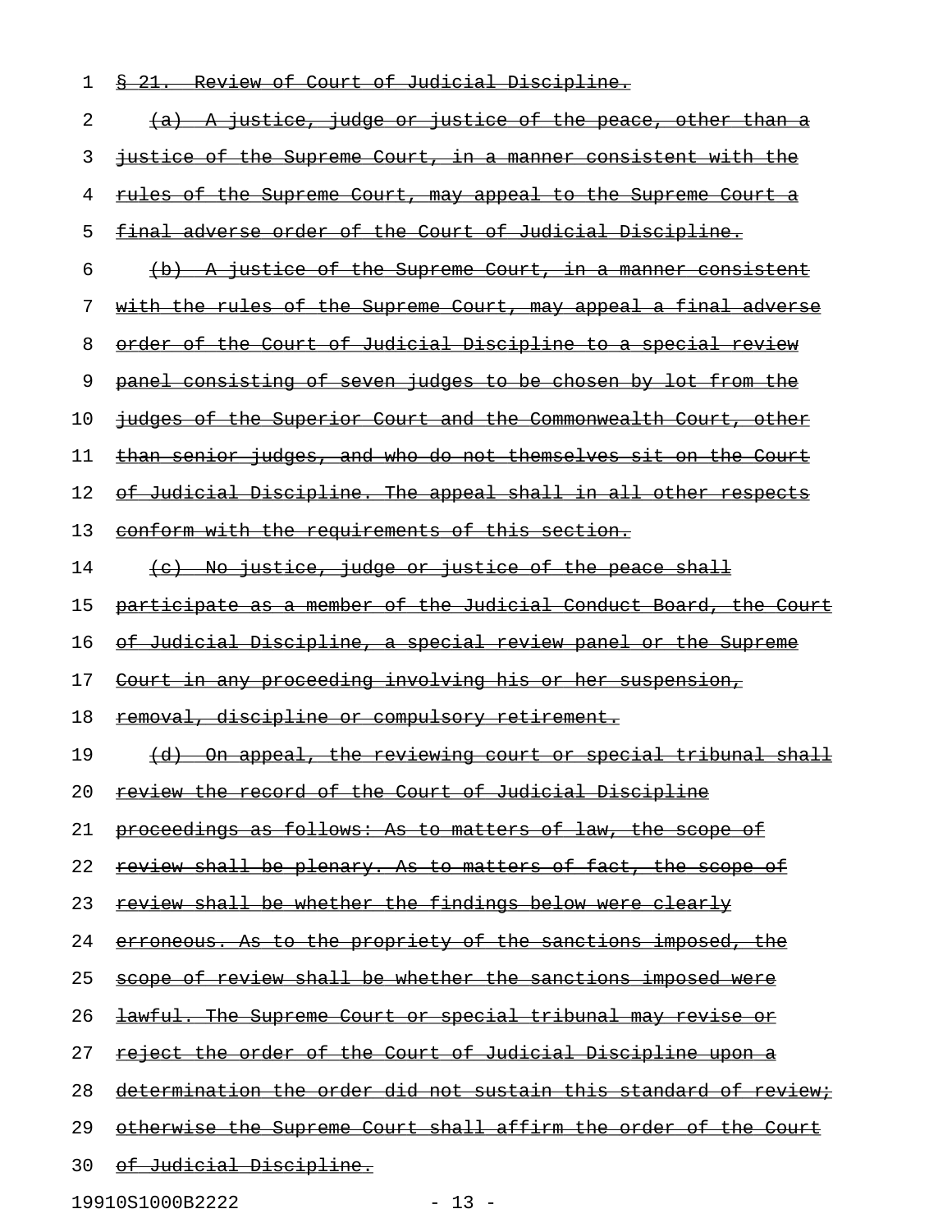~~§ 21. Review of Court of Judicial Discipline.~~

~~(a) A justice, judge or justice of the peace, other than a justice of the Supreme Court, in a manner consistent with the rules of the Supreme Court, may appeal to the Supreme Court a final adverse order of the Court of Judicial Discipline.~~

~~(b) A justice of the Supreme Court, in a manner consistent with the rules of the Supreme Court, may appeal a final adverse order of the Court of Judicial Discipline to a special review panel consisting of seven judges to be chosen by lot from the judges of the Superior Court and the Commonwealth Court, other than senior judges, and who do not themselves sit on the Court of Judicial Discipline. The appeal shall in all other respects conform with the requirements of this section.~~

~~(c) No justice, judge or justice of the peace shall participate as a member of the Judicial Conduct Board, the Court of Judicial Discipline, a special review panel or the Supreme Court in any proceeding involving his or her suspension, removal, discipline or compulsory retirement.~~

~~(d) On appeal, the reviewing court or special tribunal shall review the record of the Court of Judicial Discipline proceedings as follows: As to matters of law, the scope of review shall be plenary. As to matters of fact, the scope of review shall be whether the findings below were clearly erroneous. As to the propriety of the sanctions imposed, the scope of review shall be whether the sanctions imposed were lawful. The Supreme Court or special tribunal may revise or reject the order of the Court of Judicial Discipline upon a determination the order did not sustain this standard of review; otherwise the Supreme Court shall affirm the order of the Court of Judicial Discipline.~~

19910S1000B2222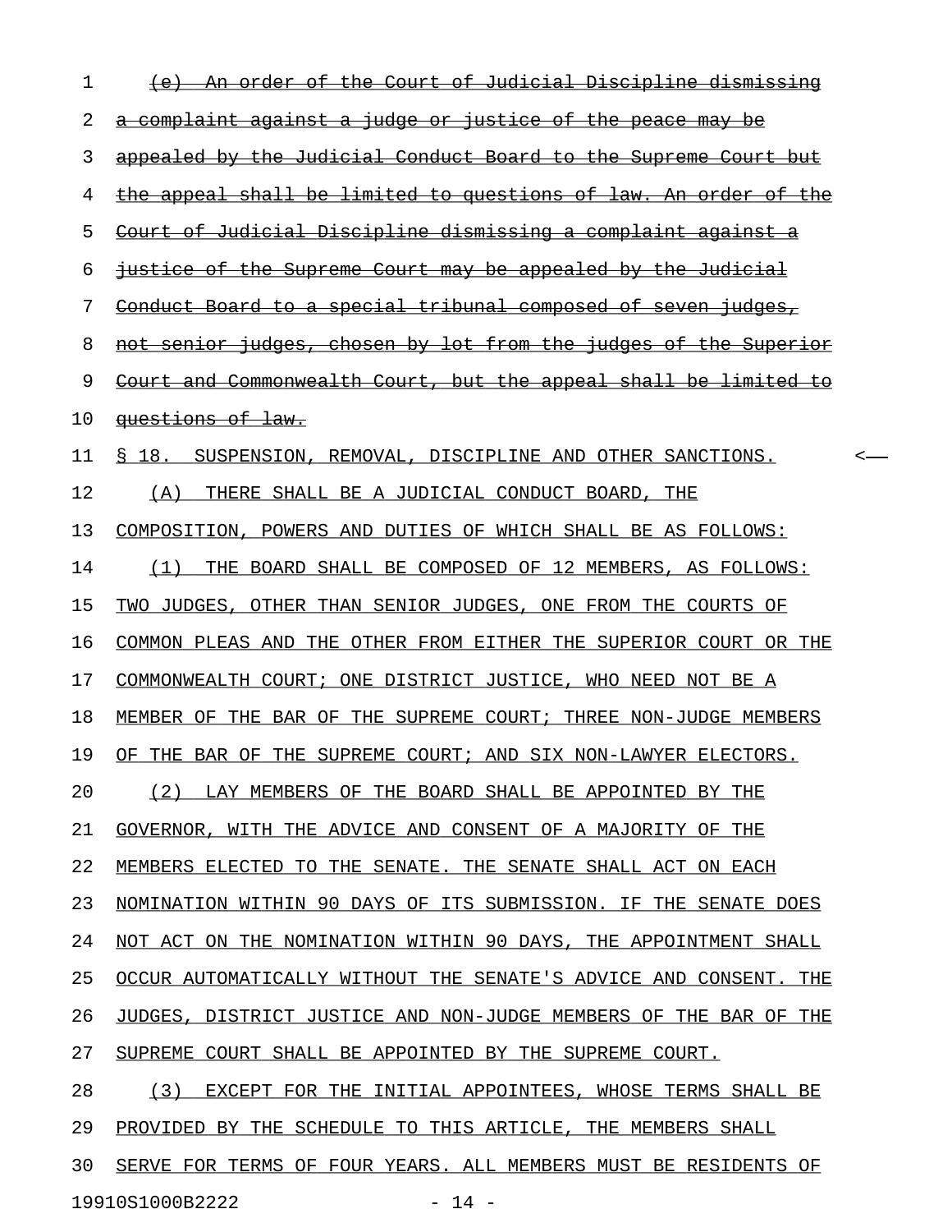~~(e) An order of the Court of Judicial Discipline dismissing a complaint against a judge or justice of the peace may be appealed by the Judicial Conduct Board to the Supreme Court but the appeal shall be limited to questions of law. An order of the Court of Judicial Discipline dismissing a complaint against a justice of the Supreme Court may be appealed by the Judicial Conduct Board to a special tribunal composed of seven judges, not senior judges, chosen by lot from the judges of the Superior Court and Commonwealth Court, but the appeal shall be limited to questions of law.~~

<u>§ 18. SUSPENSION, REMOVAL, DISCIPLINE AND OTHER SANCTIONS.</u>

<u>(A) THERE SHALL BE A JUDICIAL CONDUCT BOARD, THE COMPOSITION, POWERS AND DUTIES OF WHICH SHALL BE AS FOLLOWS:</u>

<u>(1) THE BOARD SHALL BE COMPOSED OF 12 MEMBERS, AS FOLLOWS: TWO JUDGES, OTHER THAN SENIOR JUDGES, ONE FROM THE COURTS OF COMMON PLEAS AND THE OTHER FROM EITHER THE SUPERIOR COURT OR THE COMMONWEALTH COURT; ONE DISTRICT JUSTICE, WHO NEED NOT BE A MEMBER OF THE BAR OF THE SUPREME COURT; THREE NON-JUDGE MEMBERS OF THE BAR OF THE SUPREME COURT; AND SIX NON-LAWYER ELECTORS.</u>

<u>(2) LAY MEMBERS OF THE BOARD SHALL BE APPOINTED BY THE GOVERNOR, WITH THE ADVICE AND CONSENT OF A MAJORITY OF THE MEMBERS ELECTED TO THE SENATE. THE SENATE SHALL ACT ON EACH NOMINATION WITHIN 90 DAYS OF ITS SUBMISSION. IF THE SENATE DOES NOT ACT ON THE NOMINATION WITHIN 90 DAYS, THE APPOINTMENT SHALL OCCUR AUTOMATICALLY WITHOUT THE SENATE'S ADVICE AND CONSENT. THE JUDGES, DISTRICT JUSTICE AND NON-JUDGE MEMBERS OF THE BAR OF THE SUPREME COURT SHALL BE APPOINTED BY THE SUPREME COURT.</u>

<u>(3) EXCEPT FOR THE INITIAL APPOINTEES, WHOSE TERMS SHALL BE PROVIDED BY THE SCHEDULE TO THIS ARTICLE, THE MEMBERS SHALL SERVE FOR TERMS OF FOUR YEARS. ALL MEMBERS MUST BE RESIDENTS OF</u>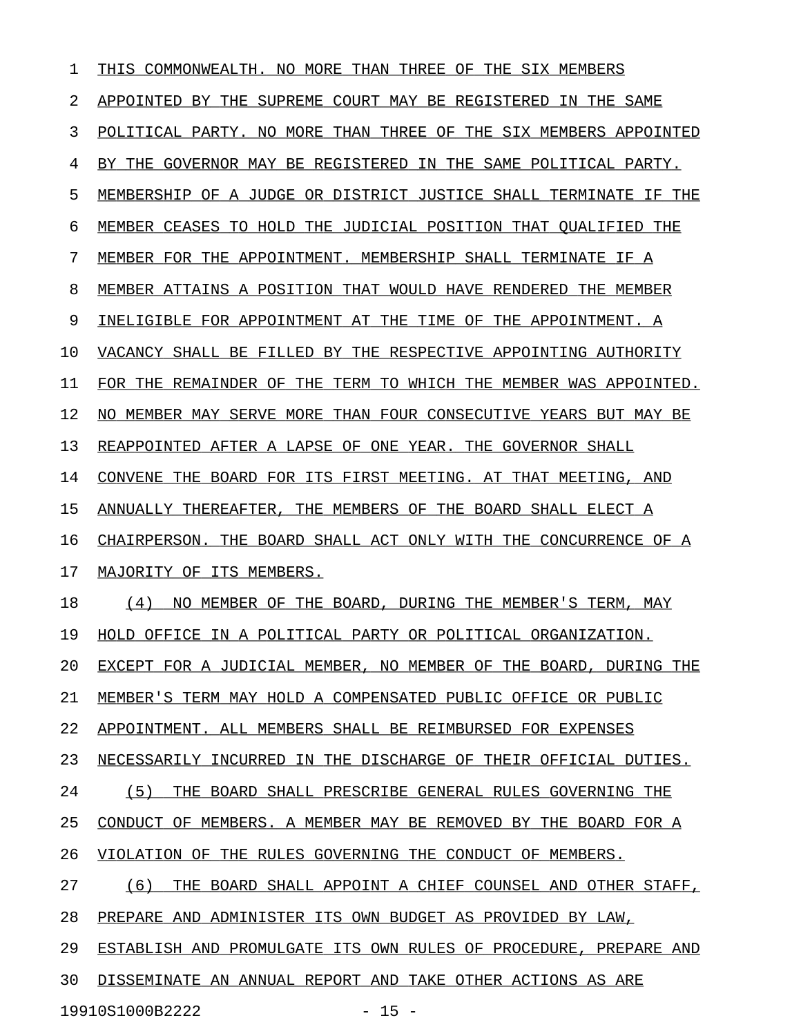THIS COMMONWEALTH. NO MORE THAN THREE OF THE SIX MEMBERS APPOINTED BY THE SUPREME COURT MAY BE REGISTERED IN THE SAME POLITICAL PARTY. NO MORE THAN THREE OF THE SIX MEMBERS APPOINTED BY THE GOVERNOR MAY BE REGISTERED IN THE SAME POLITICAL PARTY. MEMBERSHIP OF A JUDGE OR DISTRICT JUSTICE SHALL TERMINATE IF THE MEMBER CEASES TO HOLD THE JUDICIAL POSITION THAT QUALIFIED THE MEMBER FOR THE APPOINTMENT. MEMBERSHIP SHALL TERMINATE IF A MEMBER ATTAINS A POSITION THAT WOULD HAVE RENDERED THE MEMBER INELIGIBLE FOR APPOINTMENT AT THE TIME OF THE APPOINTMENT. A VACANCY SHALL BE FILLED BY THE RESPECTIVE APPOINTING AUTHORITY FOR THE REMAINDER OF THE TERM TO WHICH THE MEMBER WAS APPOINTED. NO MEMBER MAY SERVE MORE THAN FOUR CONSECUTIVE YEARS BUT MAY BE REAPPOINTED AFTER A LAPSE OF ONE YEAR. THE GOVERNOR SHALL CONVENE THE BOARD FOR ITS FIRST MEETING. AT THAT MEETING, AND ANNUALLY THEREAFTER, THE MEMBERS OF THE BOARD SHALL ELECT A CHAIRPERSON. THE BOARD SHALL ACT ONLY WITH THE CONCURRENCE OF A MAJORITY OF ITS MEMBERS.

(4) NO MEMBER OF THE BOARD, DURING THE MEMBER'S TERM, MAY HOLD OFFICE IN A POLITICAL PARTY OR POLITICAL ORGANIZATION. EXCEPT FOR A JUDICIAL MEMBER, NO MEMBER OF THE BOARD, DURING THE MEMBER'S TERM MAY HOLD A COMPENSATED PUBLIC OFFICE OR PUBLIC APPOINTMENT. ALL MEMBERS SHALL BE REIMBURSED FOR EXPENSES NECESSARILY INCURRED IN THE DISCHARGE OF THEIR OFFICIAL DUTIES.

(5) THE BOARD SHALL PRESCRIBE GENERAL RULES GOVERNING THE CONDUCT OF MEMBERS. A MEMBER MAY BE REMOVED BY THE BOARD FOR A VIOLATION OF THE RULES GOVERNING THE CONDUCT OF MEMBERS.

(6) THE BOARD SHALL APPOINT A CHIEF COUNSEL AND OTHER STAFF, PREPARE AND ADMINISTER ITS OWN BUDGET AS PROVIDED BY LAW, ESTABLISH AND PROMULGATE ITS OWN RULES OF PROCEDURE, PREPARE AND DISSEMINATE AN ANNUAL REPORT AND TAKE OTHER ACTIONS AS ARE

19910S1000B2222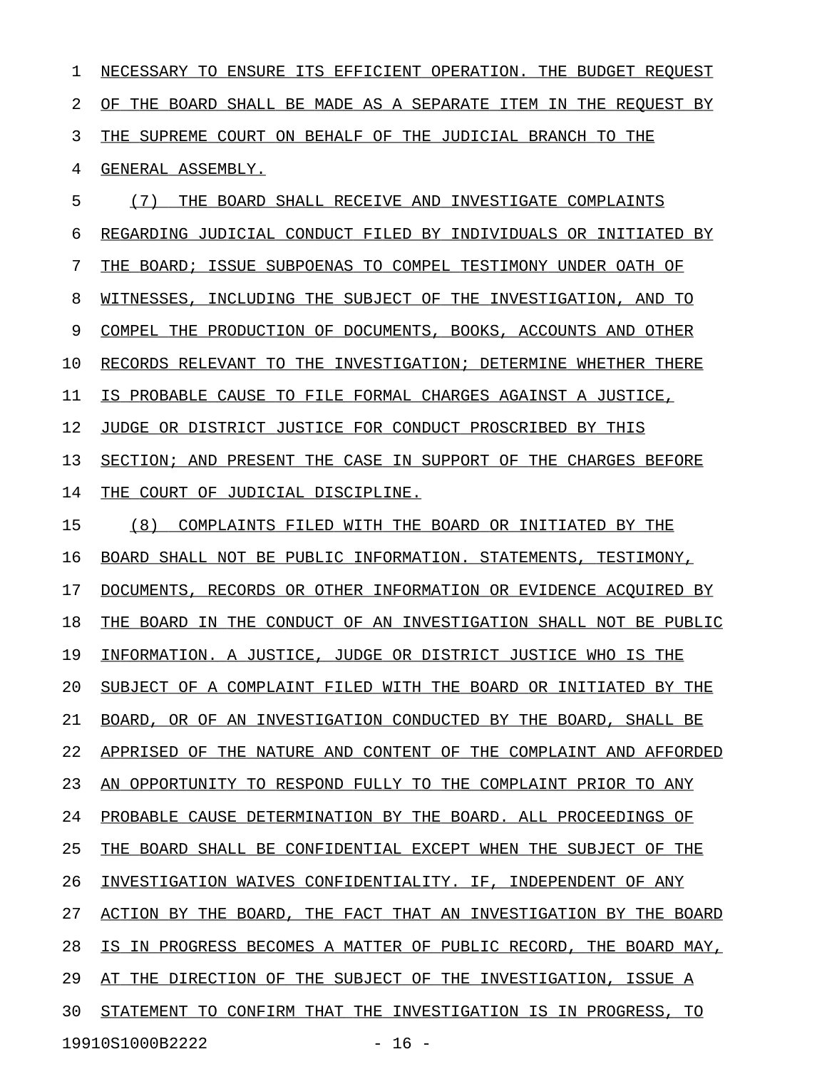NECESSARY TO ENSURE ITS EFFICIENT OPERATION. THE BUDGET REQUEST OF THE BOARD SHALL BE MADE AS A SEPARATE ITEM IN THE REQUEST BY THE SUPREME COURT ON BEHALF OF THE JUDICIAL BRANCH TO THE GENERAL ASSEMBLY.

(7) THE BOARD SHALL RECEIVE AND INVESTIGATE COMPLAINTS REGARDING JUDICIAL CONDUCT FILED BY INDIVIDUALS OR INITIATED BY THE BOARD; ISSUE SUBPOENAS TO COMPEL TESTIMONY UNDER OATH OF WITNESSES, INCLUDING THE SUBJECT OF THE INVESTIGATION, AND TO COMPEL THE PRODUCTION OF DOCUMENTS, BOOKS, ACCOUNTS AND OTHER RECORDS RELEVANT TO THE INVESTIGATION; DETERMINE WHETHER THERE IS PROBABLE CAUSE TO FILE FORMAL CHARGES AGAINST A JUSTICE, JUDGE OR DISTRICT JUSTICE FOR CONDUCT PROSCRIBED BY THIS SECTION; AND PRESENT THE CASE IN SUPPORT OF THE CHARGES BEFORE THE COURT OF JUDICIAL DISCIPLINE.

(8) COMPLAINTS FILED WITH THE BOARD OR INITIATED BY THE BOARD SHALL NOT BE PUBLIC INFORMATION. STATEMENTS, TESTIMONY, DOCUMENTS, RECORDS OR OTHER INFORMATION OR EVIDENCE ACQUIRED BY THE BOARD IN THE CONDUCT OF AN INVESTIGATION SHALL NOT BE PUBLIC INFORMATION. A JUSTICE, JUDGE OR DISTRICT JUSTICE WHO IS THE SUBJECT OF A COMPLAINT FILED WITH THE BOARD OR INITIATED BY THE BOARD, OR OF AN INVESTIGATION CONDUCTED BY THE BOARD, SHALL BE APPRISED OF THE NATURE AND CONTENT OF THE COMPLAINT AND AFFORDED AN OPPORTUNITY TO RESPOND FULLY TO THE COMPLAINT PRIOR TO ANY PROBABLE CAUSE DETERMINATION BY THE BOARD. ALL PROCEEDINGS OF THE BOARD SHALL BE CONFIDENTIAL EXCEPT WHEN THE SUBJECT OF THE INVESTIGATION WAIVES CONFIDENTIALITY. IF, INDEPENDENT OF ANY ACTION BY THE BOARD, THE FACT THAT AN INVESTIGATION BY THE BOARD IS IN PROGRESS BECOMES A MATTER OF PUBLIC RECORD, THE BOARD MAY, AT THE DIRECTION OF THE SUBJECT OF THE INVESTIGATION, ISSUE A STATEMENT TO CONFIRM THAT THE INVESTIGATION IS IN PROGRESS, TO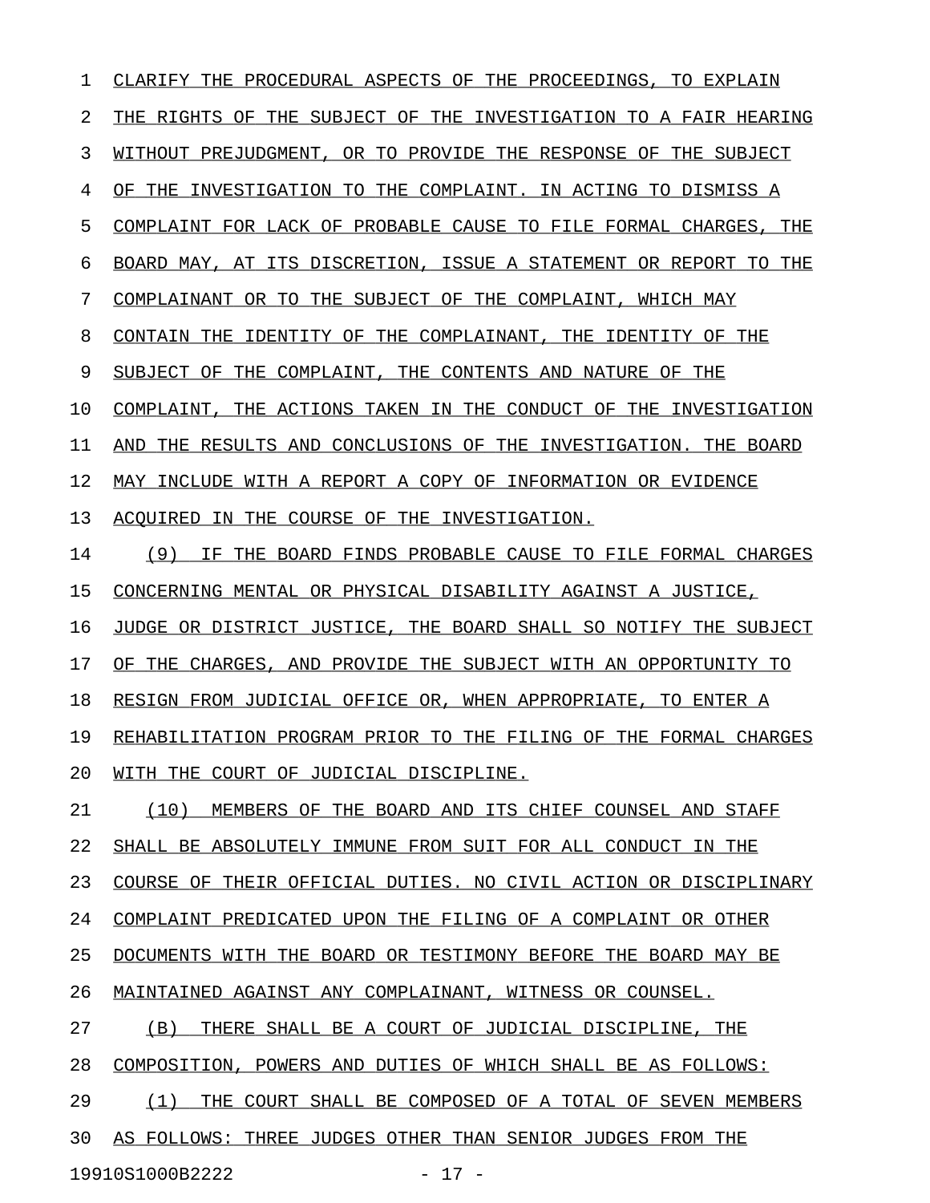CLARIFY THE PROCEDURAL ASPECTS OF THE PROCEEDINGS, TO EXPLAIN THE RIGHTS OF THE SUBJECT OF THE INVESTIGATION TO A FAIR HEARING WITHOUT PREJUDGMENT, OR TO PROVIDE THE RESPONSE OF THE SUBJECT OF THE INVESTIGATION TO THE COMPLAINT. IN ACTING TO DISMISS A COMPLAINT FOR LACK OF PROBABLE CAUSE TO FILE FORMAL CHARGES, THE BOARD MAY, AT ITS DISCRETION, ISSUE A STATEMENT OR REPORT TO THE COMPLAINANT OR TO THE SUBJECT OF THE COMPLAINT, WHICH MAY CONTAIN THE IDENTITY OF THE COMPLAINANT, THE IDENTITY OF THE SUBJECT OF THE COMPLAINT, THE CONTENTS AND NATURE OF THE COMPLAINT, THE ACTIONS TAKEN IN THE CONDUCT OF THE INVESTIGATION AND THE RESULTS AND CONCLUSIONS OF THE INVESTIGATION. THE BOARD MAY INCLUDE WITH A REPORT A COPY OF INFORMATION OR EVIDENCE ACQUIRED IN THE COURSE OF THE INVESTIGATION.

(9) IF THE BOARD FINDS PROBABLE CAUSE TO FILE FORMAL CHARGES CONCERNING MENTAL OR PHYSICAL DISABILITY AGAINST A JUSTICE, JUDGE OR DISTRICT JUSTICE, THE BOARD SHALL SO NOTIFY THE SUBJECT OF THE CHARGES, AND PROVIDE THE SUBJECT WITH AN OPPORTUNITY TO RESIGN FROM JUDICIAL OFFICE OR, WHEN APPROPRIATE, TO ENTER A REHABILITATION PROGRAM PRIOR TO THE FILING OF THE FORMAL CHARGES WITH THE COURT OF JUDICIAL DISCIPLINE.

(10) MEMBERS OF THE BOARD AND ITS CHIEF COUNSEL AND STAFF SHALL BE ABSOLUTELY IMMUNE FROM SUIT FOR ALL CONDUCT IN THE COURSE OF THEIR OFFICIAL DUTIES. NO CIVIL ACTION OR DISCIPLINARY COMPLAINT PREDICATED UPON THE FILING OF A COMPLAINT OR OTHER DOCUMENTS WITH THE BOARD OR TESTIMONY BEFORE THE BOARD MAY BE MAINTAINED AGAINST ANY COMPLAINANT, WITNESS OR COUNSEL.

(B) THERE SHALL BE A COURT OF JUDICIAL DISCIPLINE, THE COMPOSITION, POWERS AND DUTIES OF WHICH SHALL BE AS FOLLOWS:

(1) THE COURT SHALL BE COMPOSED OF A TOTAL OF SEVEN MEMBERS AS FOLLOWS: THREE JUDGES OTHER THAN SENIOR JUDGES FROM THE

19910S1000B2222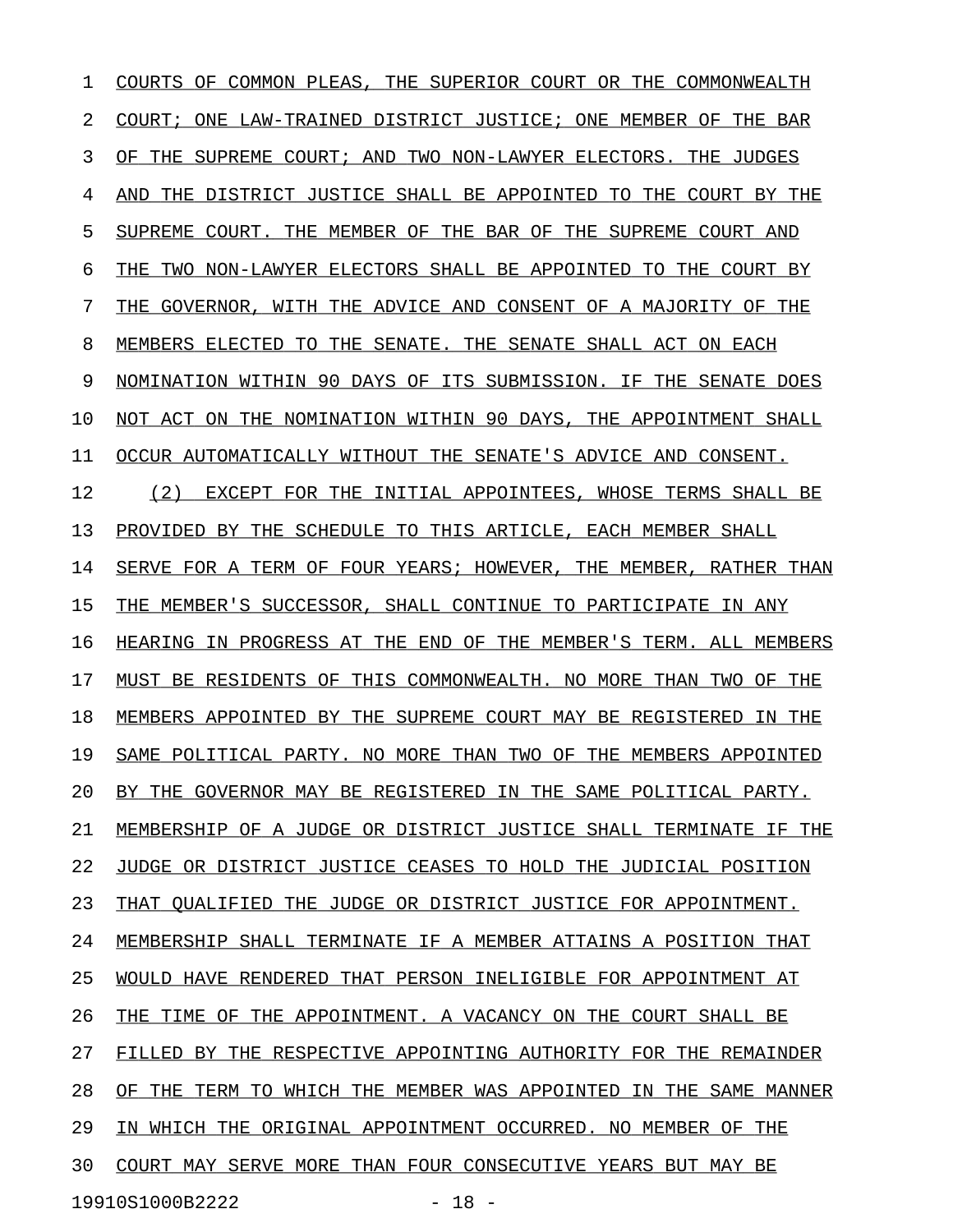COURTS OF COMMON PLEAS, THE SUPERIOR COURT OR THE COMMONWEALTH COURT; ONE LAW-TRAINED DISTRICT JUSTICE; ONE MEMBER OF THE BAR OF THE SUPREME COURT; AND TWO NON-LAWYER ELECTORS. THE JUDGES AND THE DISTRICT JUSTICE SHALL BE APPOINTED TO THE COURT BY THE SUPREME COURT. THE MEMBER OF THE BAR OF THE SUPREME COURT AND THE TWO NON-LAWYER ELECTORS SHALL BE APPOINTED TO THE COURT BY THE GOVERNOR, WITH THE ADVICE AND CONSENT OF A MAJORITY OF THE MEMBERS ELECTED TO THE SENATE. THE SENATE SHALL ACT ON EACH NOMINATION WITHIN 90 DAYS OF ITS SUBMISSION. IF THE SENATE DOES NOT ACT ON THE NOMINATION WITHIN 90 DAYS, THE APPOINTMENT SHALL OCCUR AUTOMATICALLY WITHOUT THE SENATE'S ADVICE AND CONSENT.

(2) EXCEPT FOR THE INITIAL APPOINTEES, WHOSE TERMS SHALL BE PROVIDED BY THE SCHEDULE TO THIS ARTICLE, EACH MEMBER SHALL SERVE FOR A TERM OF FOUR YEARS; HOWEVER, THE MEMBER, RATHER THAN THE MEMBER'S SUCCESSOR, SHALL CONTINUE TO PARTICIPATE IN ANY HEARING IN PROGRESS AT THE END OF THE MEMBER'S TERM. ALL MEMBERS MUST BE RESIDENTS OF THIS COMMONWEALTH. NO MORE THAN TWO OF THE MEMBERS APPOINTED BY THE SUPREME COURT MAY BE REGISTERED IN THE SAME POLITICAL PARTY. NO MORE THAN TWO OF THE MEMBERS APPOINTED BY THE GOVERNOR MAY BE REGISTERED IN THE SAME POLITICAL PARTY. MEMBERSHIP OF A JUDGE OR DISTRICT JUSTICE SHALL TERMINATE IF THE JUDGE OR DISTRICT JUSTICE CEASES TO HOLD THE JUDICIAL POSITION THAT QUALIFIED THE JUDGE OR DISTRICT JUSTICE FOR APPOINTMENT. MEMBERSHIP SHALL TERMINATE IF A MEMBER ATTAINS A POSITION THAT WOULD HAVE RENDERED THAT PERSON INELIGIBLE FOR APPOINTMENT AT THE TIME OF THE APPOINTMENT. A VACANCY ON THE COURT SHALL BE FILLED BY THE RESPECTIVE APPOINTING AUTHORITY FOR THE REMAINDER OF THE TERM TO WHICH THE MEMBER WAS APPOINTED IN THE SAME MANNER IN WHICH THE ORIGINAL APPOINTMENT OCCURRED. NO MEMBER OF THE COURT MAY SERVE MORE THAN FOUR CONSECUTIVE YEARS BUT MAY BE

19910S1000B2222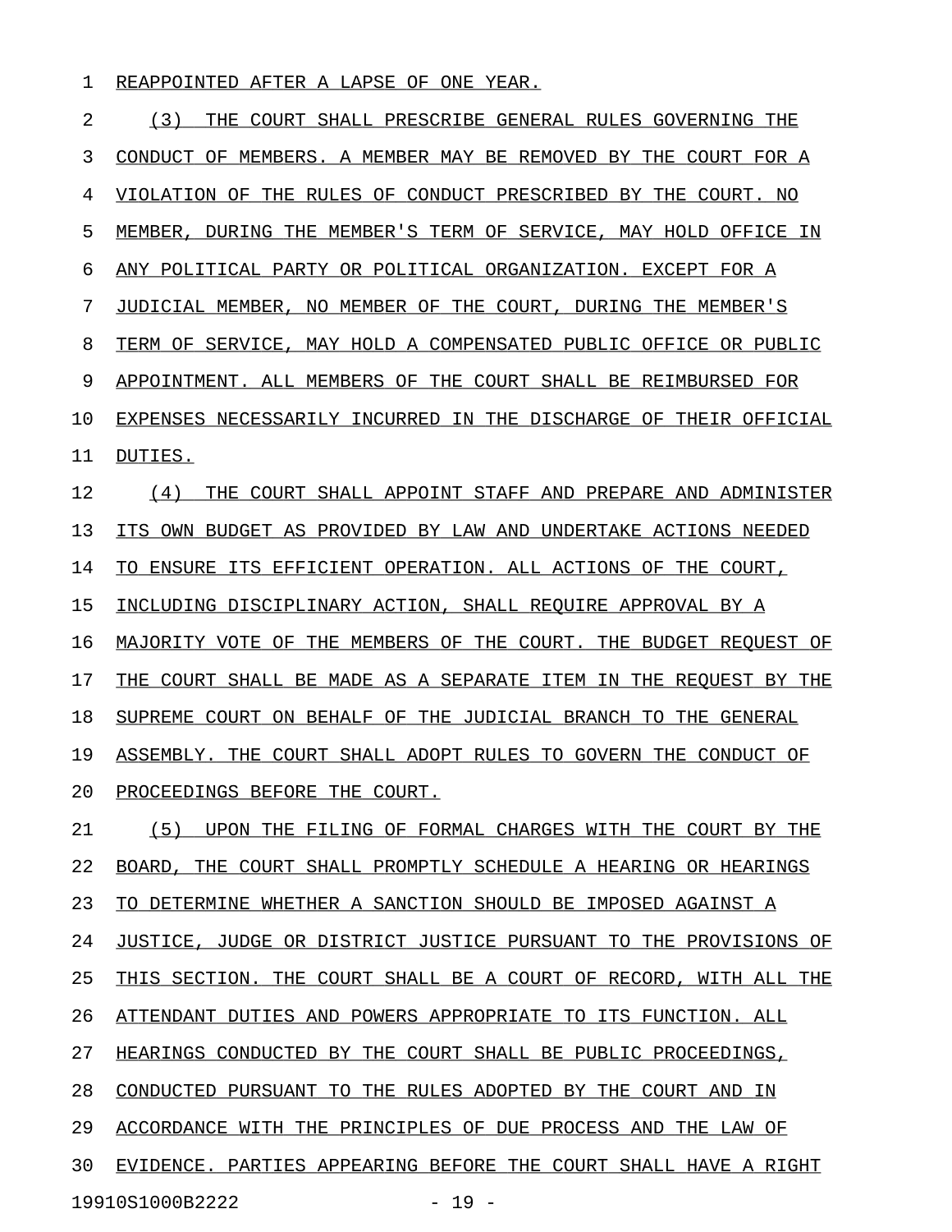REAPPOINTED AFTER A LAPSE OF ONE YEAR.

(3) THE COURT SHALL PRESCRIBE GENERAL RULES GOVERNING THE CONDUCT OF MEMBERS. A MEMBER MAY BE REMOVED BY THE COURT FOR A VIOLATION OF THE RULES OF CONDUCT PRESCRIBED BY THE COURT. NO MEMBER, DURING THE MEMBER'S TERM OF SERVICE, MAY HOLD OFFICE IN ANY POLITICAL PARTY OR POLITICAL ORGANIZATION. EXCEPT FOR A JUDICIAL MEMBER, NO MEMBER OF THE COURT, DURING THE MEMBER'S TERM OF SERVICE, MAY HOLD A COMPENSATED PUBLIC OFFICE OR PUBLIC APPOINTMENT. ALL MEMBERS OF THE COURT SHALL BE REIMBURSED FOR EXPENSES NECESSARILY INCURRED IN THE DISCHARGE OF THEIR OFFICIAL DUTIES.

(4) THE COURT SHALL APPOINT STAFF AND PREPARE AND ADMINISTER ITS OWN BUDGET AS PROVIDED BY LAW AND UNDERTAKE ACTIONS NEEDED TO ENSURE ITS EFFICIENT OPERATION. ALL ACTIONS OF THE COURT, INCLUDING DISCIPLINARY ACTION, SHALL REQUIRE APPROVAL BY A MAJORITY VOTE OF THE MEMBERS OF THE COURT. THE BUDGET REQUEST OF THE COURT SHALL BE MADE AS A SEPARATE ITEM IN THE REQUEST BY THE SUPREME COURT ON BEHALF OF THE JUDICIAL BRANCH TO THE GENERAL ASSEMBLY. THE COURT SHALL ADOPT RULES TO GOVERN THE CONDUCT OF PROCEEDINGS BEFORE THE COURT.

(5) UPON THE FILING OF FORMAL CHARGES WITH THE COURT BY THE BOARD, THE COURT SHALL PROMPTLY SCHEDULE A HEARING OR HEARINGS TO DETERMINE WHETHER A SANCTION SHOULD BE IMPOSED AGAINST A JUSTICE, JUDGE OR DISTRICT JUSTICE PURSUANT TO THE PROVISIONS OF THIS SECTION. THE COURT SHALL BE A COURT OF RECORD, WITH ALL THE ATTENDANT DUTIES AND POWERS APPROPRIATE TO ITS FUNCTION. ALL HEARINGS CONDUCTED BY THE COURT SHALL BE PUBLIC PROCEEDINGS, CONDUCTED PURSUANT TO THE RULES ADOPTED BY THE COURT AND IN ACCORDANCE WITH THE PRINCIPLES OF DUE PROCESS AND THE LAW OF EVIDENCE. PARTIES APPEARING BEFORE THE COURT SHALL HAVE A RIGHT

19910S1000B2222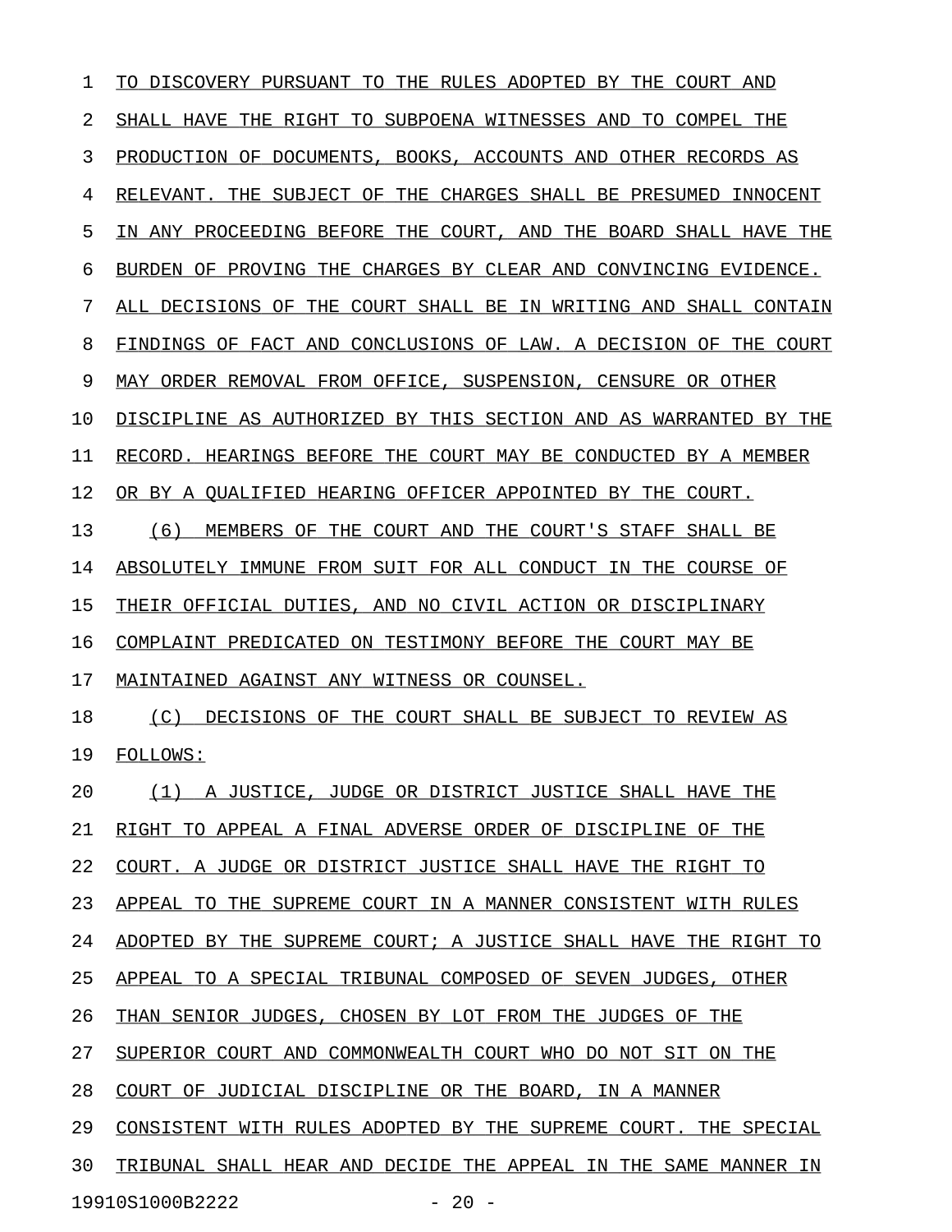TO DISCOVERY PURSUANT TO THE RULES ADOPTED BY THE COURT AND SHALL HAVE THE RIGHT TO SUBPOENA WITNESSES AND TO COMPEL THE PRODUCTION OF DOCUMENTS, BOOKS, ACCOUNTS AND OTHER RECORDS AS RELEVANT. THE SUBJECT OF THE CHARGES SHALL BE PRESUMED INNOCENT IN ANY PROCEEDING BEFORE THE COURT, AND THE BOARD SHALL HAVE THE BURDEN OF PROVING THE CHARGES BY CLEAR AND CONVINCING EVIDENCE. ALL DECISIONS OF THE COURT SHALL BE IN WRITING AND SHALL CONTAIN FINDINGS OF FACT AND CONCLUSIONS OF LAW. A DECISION OF THE COURT MAY ORDER REMOVAL FROM OFFICE, SUSPENSION, CENSURE OR OTHER DISCIPLINE AS AUTHORIZED BY THIS SECTION AND AS WARRANTED BY THE RECORD. HEARINGS BEFORE THE COURT MAY BE CONDUCTED BY A MEMBER OR BY A QUALIFIED HEARING OFFICER APPOINTED BY THE COURT.

(6) MEMBERS OF THE COURT AND THE COURT'S STAFF SHALL BE ABSOLUTELY IMMUNE FROM SUIT FOR ALL CONDUCT IN THE COURSE OF THEIR OFFICIAL DUTIES, AND NO CIVIL ACTION OR DISCIPLINARY COMPLAINT PREDICATED ON TESTIMONY BEFORE THE COURT MAY BE MAINTAINED AGAINST ANY WITNESS OR COUNSEL.

(C) DECISIONS OF THE COURT SHALL BE SUBJECT TO REVIEW AS FOLLOWS:

(1) A JUSTICE, JUDGE OR DISTRICT JUSTICE SHALL HAVE THE RIGHT TO APPEAL A FINAL ADVERSE ORDER OF DISCIPLINE OF THE COURT. A JUDGE OR DISTRICT JUSTICE SHALL HAVE THE RIGHT TO APPEAL TO THE SUPREME COURT IN A MANNER CONSISTENT WITH RULES ADOPTED BY THE SUPREME COURT; A JUSTICE SHALL HAVE THE RIGHT TO APPEAL TO A SPECIAL TRIBUNAL COMPOSED OF SEVEN JUDGES, OTHER THAN SENIOR JUDGES, CHOSEN BY LOT FROM THE JUDGES OF THE SUPERIOR COURT AND COMMONWEALTH COURT WHO DO NOT SIT ON THE COURT OF JUDICIAL DISCIPLINE OR THE BOARD, IN A MANNER CONSISTENT WITH RULES ADOPTED BY THE SUPREME COURT. THE SPECIAL TRIBUNAL SHALL HEAR AND DECIDE THE APPEAL IN THE SAME MANNER IN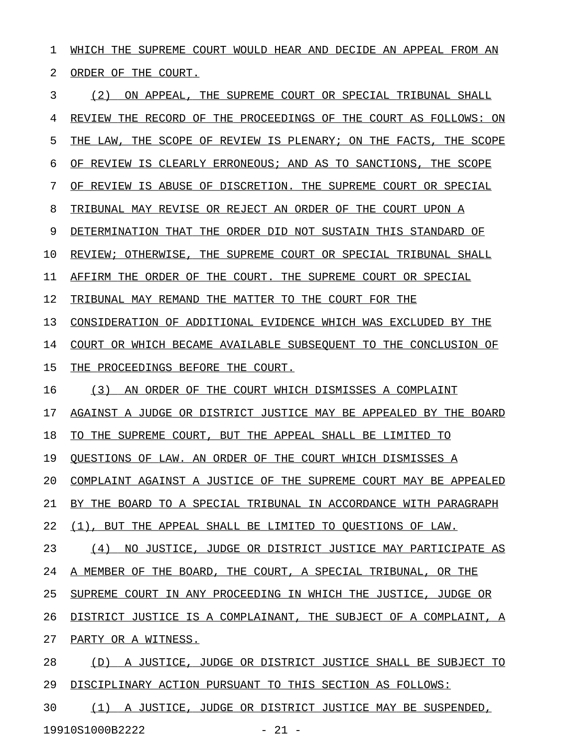WHICH THE SUPREME COURT WOULD HEAR AND DECIDE AN APPEAL FROM AN ORDER OF THE COURT.

(2) ON APPEAL, THE SUPREME COURT OR SPECIAL TRIBUNAL SHALL REVIEW THE RECORD OF THE PROCEEDINGS OF THE COURT AS FOLLOWS: ON THE LAW, THE SCOPE OF REVIEW IS PLENARY; ON THE FACTS, THE SCOPE OF REVIEW IS CLEARLY ERRONEOUS; AND AS TO SANCTIONS, THE SCOPE OF REVIEW IS ABUSE OF DISCRETION. THE SUPREME COURT OR SPECIAL TRIBUNAL MAY REVISE OR REJECT AN ORDER OF THE COURT UPON A DETERMINATION THAT THE ORDER DID NOT SUSTAIN THIS STANDARD OF REVIEW; OTHERWISE, THE SUPREME COURT OR SPECIAL TRIBUNAL SHALL AFFIRM THE ORDER OF THE COURT. THE SUPREME COURT OR SPECIAL TRIBUNAL MAY REMAND THE MATTER TO THE COURT FOR THE CONSIDERATION OF ADDITIONAL EVIDENCE WHICH WAS EXCLUDED BY THE COURT OR WHICH BECAME AVAILABLE SUBSEQUENT TO THE CONCLUSION OF THE PROCEEDINGS BEFORE THE COURT.

(3) AN ORDER OF THE COURT WHICH DISMISSES A COMPLAINT AGAINST A JUDGE OR DISTRICT JUSTICE MAY BE APPEALED BY THE BOARD TO THE SUPREME COURT, BUT THE APPEAL SHALL BE LIMITED TO QUESTIONS OF LAW. AN ORDER OF THE COURT WHICH DISMISSES A COMPLAINT AGAINST A JUSTICE OF THE SUPREME COURT MAY BE APPEALED BY THE BOARD TO A SPECIAL TRIBUNAL IN ACCORDANCE WITH PARAGRAPH (1), BUT THE APPEAL SHALL BE LIMITED TO QUESTIONS OF LAW.

(4) NO JUSTICE, JUDGE OR DISTRICT JUSTICE MAY PARTICIPATE AS A MEMBER OF THE BOARD, THE COURT, A SPECIAL TRIBUNAL, OR THE SUPREME COURT IN ANY PROCEEDING IN WHICH THE JUSTICE, JUDGE OR DISTRICT JUSTICE IS A COMPLAINANT, THE SUBJECT OF A COMPLAINT, A PARTY OR A WITNESS.

(D) A JUSTICE, JUDGE OR DISTRICT JUSTICE SHALL BE SUBJECT TO DISCIPLINARY ACTION PURSUANT TO THIS SECTION AS FOLLOWS:

(1) A JUSTICE, JUDGE OR DISTRICT JUSTICE MAY BE SUSPENDED,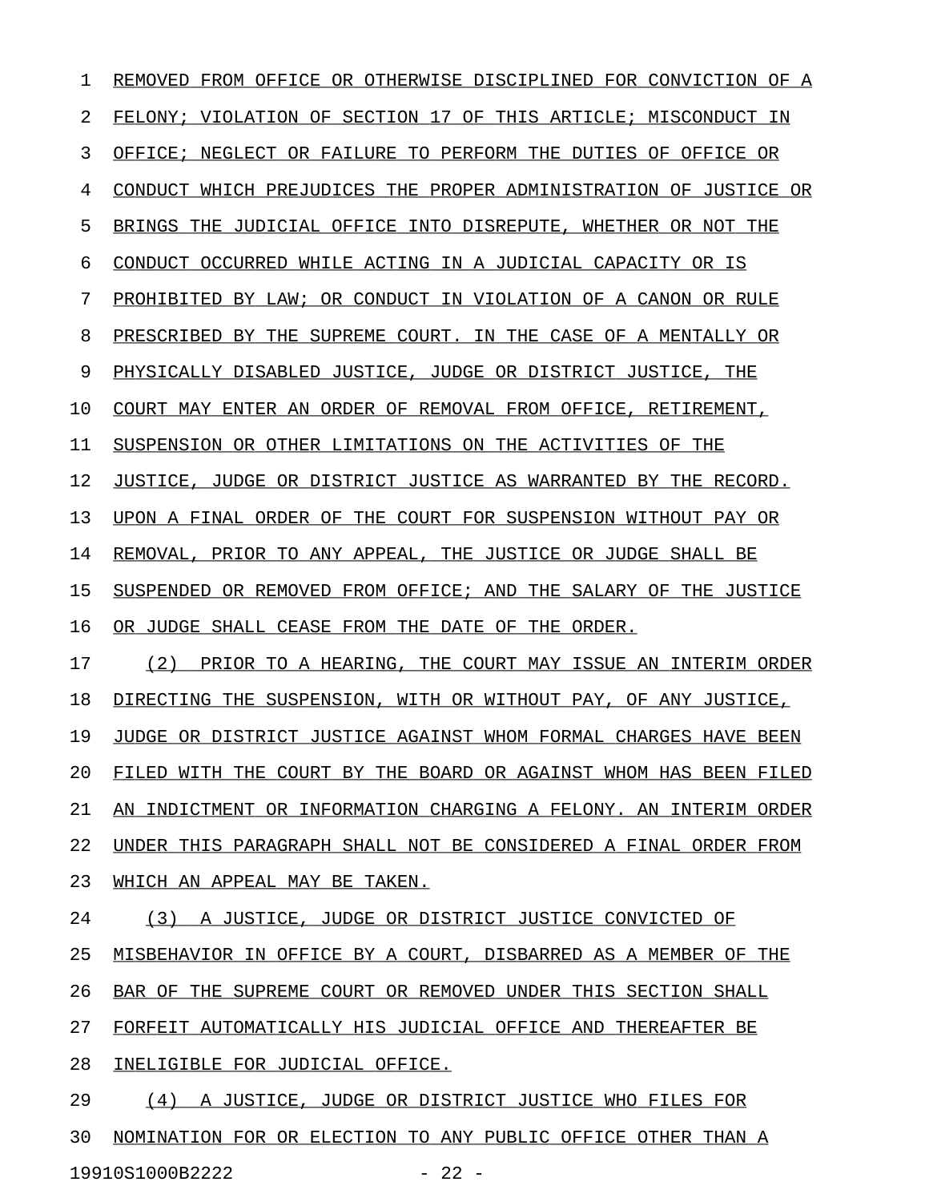REMOVED FROM OFFICE OR OTHERWISE DISCIPLINED FOR CONVICTION OF A FELONY; VIOLATION OF SECTION 17 OF THIS ARTICLE; MISCONDUCT IN OFFICE; NEGLECT OR FAILURE TO PERFORM THE DUTIES OF OFFICE OR CONDUCT WHICH PREJUDICES THE PROPER ADMINISTRATION OF JUSTICE OR BRINGS THE JUDICIAL OFFICE INTO DISREPUTE, WHETHER OR NOT THE CONDUCT OCCURRED WHILE ACTING IN A JUDICIAL CAPACITY OR IS PROHIBITED BY LAW; OR CONDUCT IN VIOLATION OF A CANON OR RULE PRESCRIBED BY THE SUPREME COURT. IN THE CASE OF A MENTALLY OR PHYSICALLY DISABLED JUSTICE, JUDGE OR DISTRICT JUSTICE, THE COURT MAY ENTER AN ORDER OF REMOVAL FROM OFFICE, RETIREMENT, SUSPENSION OR OTHER LIMITATIONS ON THE ACTIVITIES OF THE JUSTICE, JUDGE OR DISTRICT JUSTICE AS WARRANTED BY THE RECORD. UPON A FINAL ORDER OF THE COURT FOR SUSPENSION WITHOUT PAY OR REMOVAL, PRIOR TO ANY APPEAL, THE JUSTICE OR JUDGE SHALL BE SUSPENDED OR REMOVED FROM OFFICE; AND THE SALARY OF THE JUSTICE OR JUDGE SHALL CEASE FROM THE DATE OF THE ORDER.

(2) PRIOR TO A HEARING, THE COURT MAY ISSUE AN INTERIM ORDER DIRECTING THE SUSPENSION, WITH OR WITHOUT PAY, OF ANY JUSTICE, JUDGE OR DISTRICT JUSTICE AGAINST WHOM FORMAL CHARGES HAVE BEEN FILED WITH THE COURT BY THE BOARD OR AGAINST WHOM HAS BEEN FILED AN INDICTMENT OR INFORMATION CHARGING A FELONY. AN INTERIM ORDER UNDER THIS PARAGRAPH SHALL NOT BE CONSIDERED A FINAL ORDER FROM WHICH AN APPEAL MAY BE TAKEN.

(3) A JUSTICE, JUDGE OR DISTRICT JUSTICE CONVICTED OF MISBEHAVIOR IN OFFICE BY A COURT, DISBARRED AS A MEMBER OF THE BAR OF THE SUPREME COURT OR REMOVED UNDER THIS SECTION SHALL FORFEIT AUTOMATICALLY HIS JUDICIAL OFFICE AND THEREAFTER BE INELIGIBLE FOR JUDICIAL OFFICE.

(4) A JUSTICE, JUDGE OR DISTRICT JUSTICE WHO FILES FOR NOMINATION FOR OR ELECTION TO ANY PUBLIC OFFICE OTHER THAN A

19910S1000B2222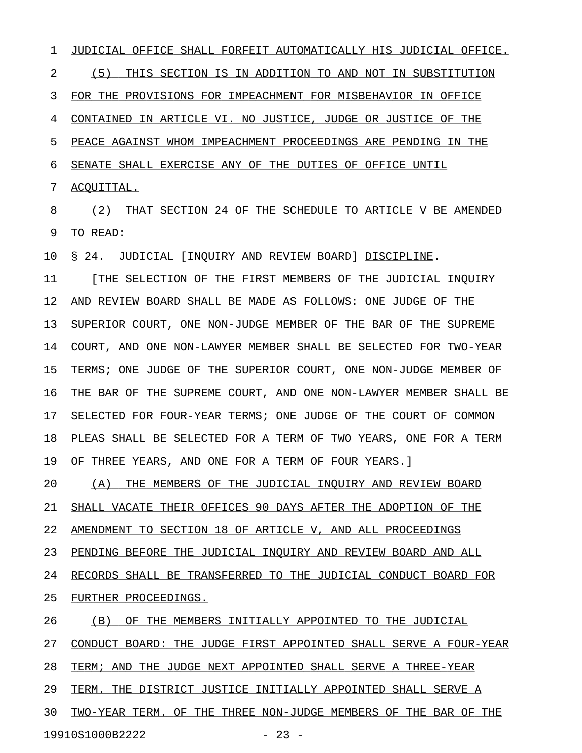JUDICIAL OFFICE SHALL FORFEIT AUTOMATICALLY HIS JUDICIAL OFFICE.

(5) THIS SECTION IS IN ADDITION TO AND NOT IN SUBSTITUTION FOR THE PROVISIONS FOR IMPEACHMENT FOR MISBEHAVIOR IN OFFICE CONTAINED IN ARTICLE VI. NO JUSTICE, JUDGE OR JUSTICE OF THE PEACE AGAINST WHOM IMPEACHMENT PROCEEDINGS ARE PENDING IN THE SENATE SHALL EXERCISE ANY OF THE DUTIES OF OFFICE UNTIL ACQUITTAL.

(2) THAT SECTION 24 OF THE SCHEDULE TO ARTICLE V BE AMENDED TO READ:

§ 24. JUDICIAL [INQUIRY AND REVIEW BOARD] DISCIPLINE.

[THE SELECTION OF THE FIRST MEMBERS OF THE JUDICIAL INQUIRY AND REVIEW BOARD SHALL BE MADE AS FOLLOWS: ONE JUDGE OF THE SUPERIOR COURT, ONE NON-JUDGE MEMBER OF THE BAR OF THE SUPREME COURT, AND ONE NON-LAWYER MEMBER SHALL BE SELECTED FOR TWO-YEAR TERMS; ONE JUDGE OF THE SUPERIOR COURT, ONE NON-JUDGE MEMBER OF THE BAR OF THE SUPREME COURT, AND ONE NON-LAWYER MEMBER SHALL BE SELECTED FOR FOUR-YEAR TERMS; ONE JUDGE OF THE COURT OF COMMON PLEAS SHALL BE SELECTED FOR A TERM OF TWO YEARS, ONE FOR A TERM OF THREE YEARS, AND ONE FOR A TERM OF FOUR YEARS.]

(A) THE MEMBERS OF THE JUDICIAL INQUIRY AND REVIEW BOARD SHALL VACATE THEIR OFFICES 90 DAYS AFTER THE ADOPTION OF THE AMENDMENT TO SECTION 18 OF ARTICLE V, AND ALL PROCEEDINGS PENDING BEFORE THE JUDICIAL INQUIRY AND REVIEW BOARD AND ALL RECORDS SHALL BE TRANSFERRED TO THE JUDICIAL CONDUCT BOARD FOR FURTHER PROCEEDINGS.

(B) OF THE MEMBERS INITIALLY APPOINTED TO THE JUDICIAL CONDUCT BOARD: THE JUDGE FIRST APPOINTED SHALL SERVE A FOUR-YEAR TERM; AND THE JUDGE NEXT APPOINTED SHALL SERVE A THREE-YEAR TERM. THE DISTRICT JUSTICE INITIALLY APPOINTED SHALL SERVE A TWO-YEAR TERM. OF THE THREE NON-JUDGE MEMBERS OF THE BAR OF THE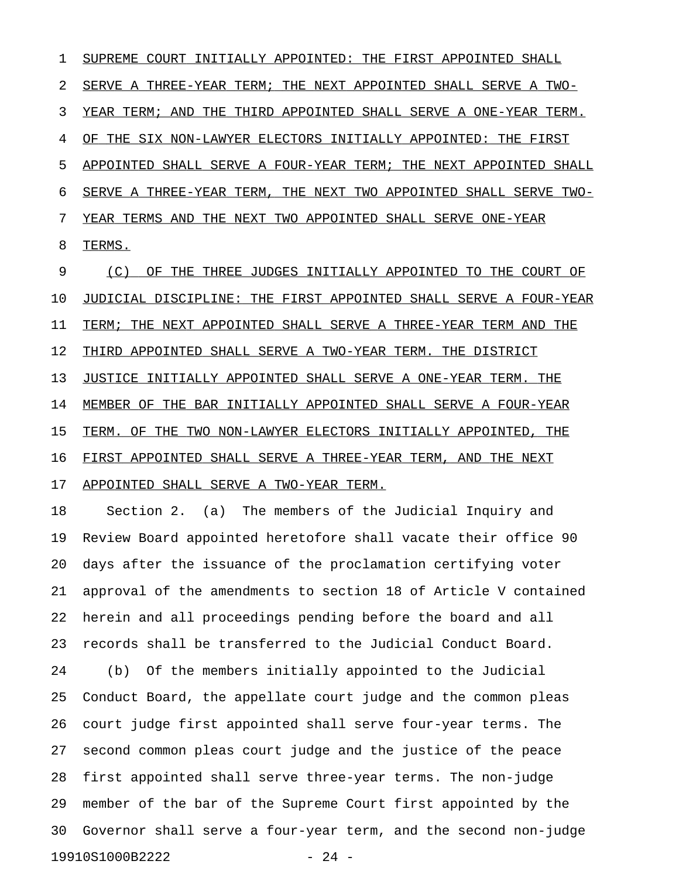SUPREME COURT INITIALLY APPOINTED: THE FIRST APPOINTED SHALL SERVE A THREE-YEAR TERM; THE NEXT APPOINTED SHALL SERVE A TWO-YEAR TERM; AND THE THIRD APPOINTED SHALL SERVE A ONE-YEAR TERM. OF THE SIX NON-LAWYER ELECTORS INITIALLY APPOINTED: THE FIRST APPOINTED SHALL SERVE A FOUR-YEAR TERM; THE NEXT APPOINTED SHALL SERVE A THREE-YEAR TERM, THE NEXT TWO APPOINTED SHALL SERVE TWO-YEAR TERMS AND THE NEXT TWO APPOINTED SHALL SERVE ONE-YEAR TERMS.

(C) OF THE THREE JUDGES INITIALLY APPOINTED TO THE COURT OF JUDICIAL DISCIPLINE: THE FIRST APPOINTED SHALL SERVE A FOUR-YEAR TERM; THE NEXT APPOINTED SHALL SERVE A THREE-YEAR TERM AND THE THIRD APPOINTED SHALL SERVE A TWO-YEAR TERM. THE DISTRICT JUSTICE INITIALLY APPOINTED SHALL SERVE A ONE-YEAR TERM. THE MEMBER OF THE BAR INITIALLY APPOINTED SHALL SERVE A FOUR-YEAR TERM. OF THE TWO NON-LAWYER ELECTORS INITIALLY APPOINTED, THE FIRST APPOINTED SHALL SERVE A THREE-YEAR TERM, AND THE NEXT APPOINTED SHALL SERVE A TWO-YEAR TERM.

Section 2. (a) The members of the Judicial Inquiry and Review Board appointed heretofore shall vacate their office 90 days after the issuance of the proclamation certifying voter approval of the amendments to section 18 of Article V contained herein and all proceedings pending before the board and all records shall be transferred to the Judicial Conduct Board.

(b) Of the members initially appointed to the Judicial Conduct Board, the appellate court judge and the common pleas court judge first appointed shall serve four-year terms. The second common pleas court judge and the justice of the peace first appointed shall serve three-year terms. The non-judge member of the bar of the Supreme Court first appointed by the Governor shall serve a four-year term, and the second non-judge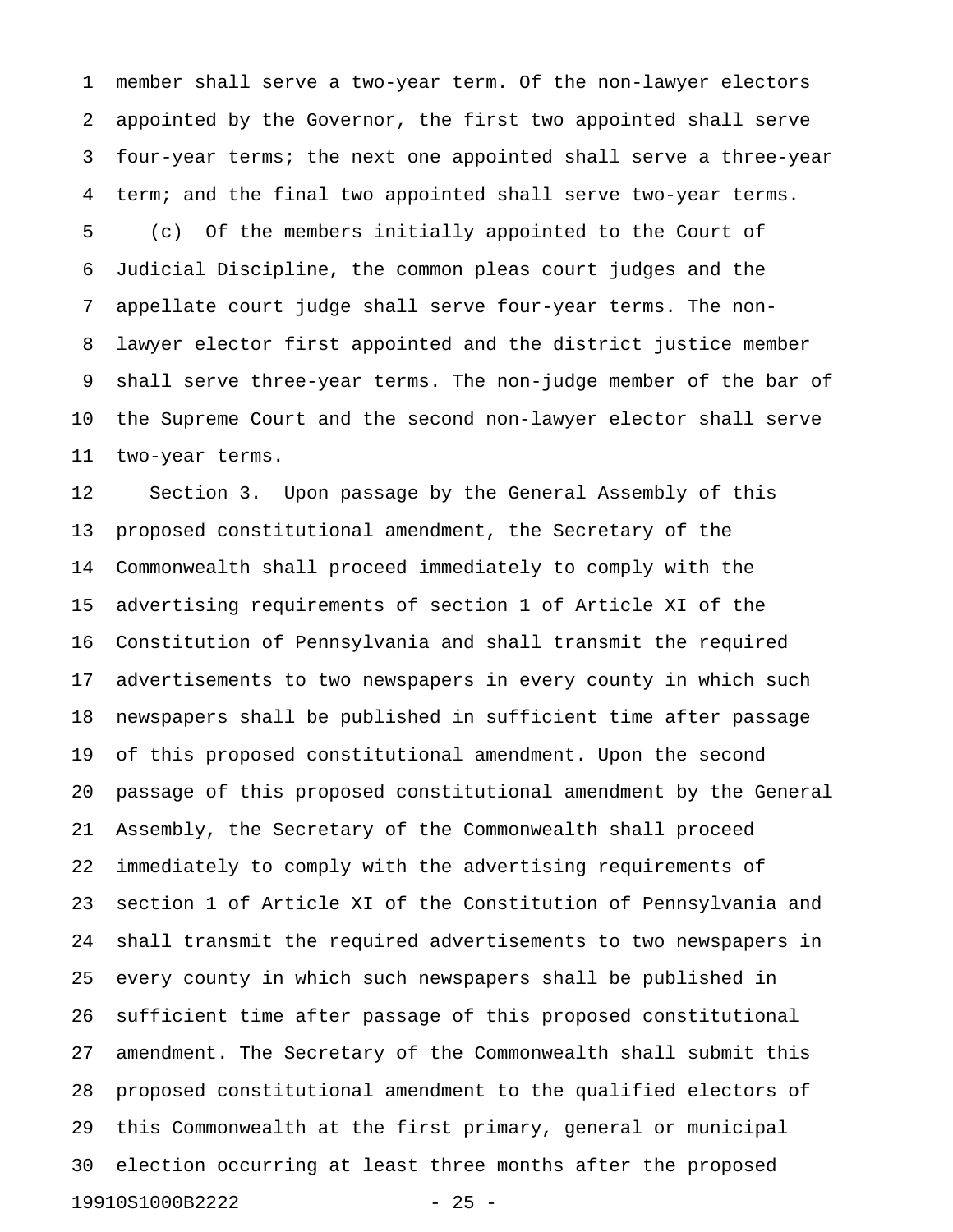member shall serve a two-year term. Of the non-lawyer electors appointed by the Governor, the first two appointed shall serve four-year terms; the next one appointed shall serve a three-year term; and the final two appointed shall serve two-year terms.

(c) Of the members initially appointed to the Court of Judicial Discipline, the common pleas court judges and the appellate court judge shall serve four-year terms. The non-lawyer elector first appointed and the district justice member shall serve three-year terms. The non-judge member of the bar of the Supreme Court and the second non-lawyer elector shall serve two-year terms.

Section 3. Upon passage by the General Assembly of this proposed constitutional amendment, the Secretary of the Commonwealth shall proceed immediately to comply with the advertising requirements of section 1 of Article XI of the Constitution of Pennsylvania and shall transmit the required advertisements to two newspapers in every county in which such newspapers shall be published in sufficient time after passage of this proposed constitutional amendment. Upon the second passage of this proposed constitutional amendment by the General Assembly, the Secretary of the Commonwealth shall proceed immediately to comply with the advertising requirements of section 1 of Article XI of the Constitution of Pennsylvania and shall transmit the required advertisements to two newspapers in every county in which such newspapers shall be published in sufficient time after passage of this proposed constitutional amendment. The Secretary of the Commonwealth shall submit this proposed constitutional amendment to the qualified electors of this Commonwealth at the first primary, general or municipal election occurring at least three months after the proposed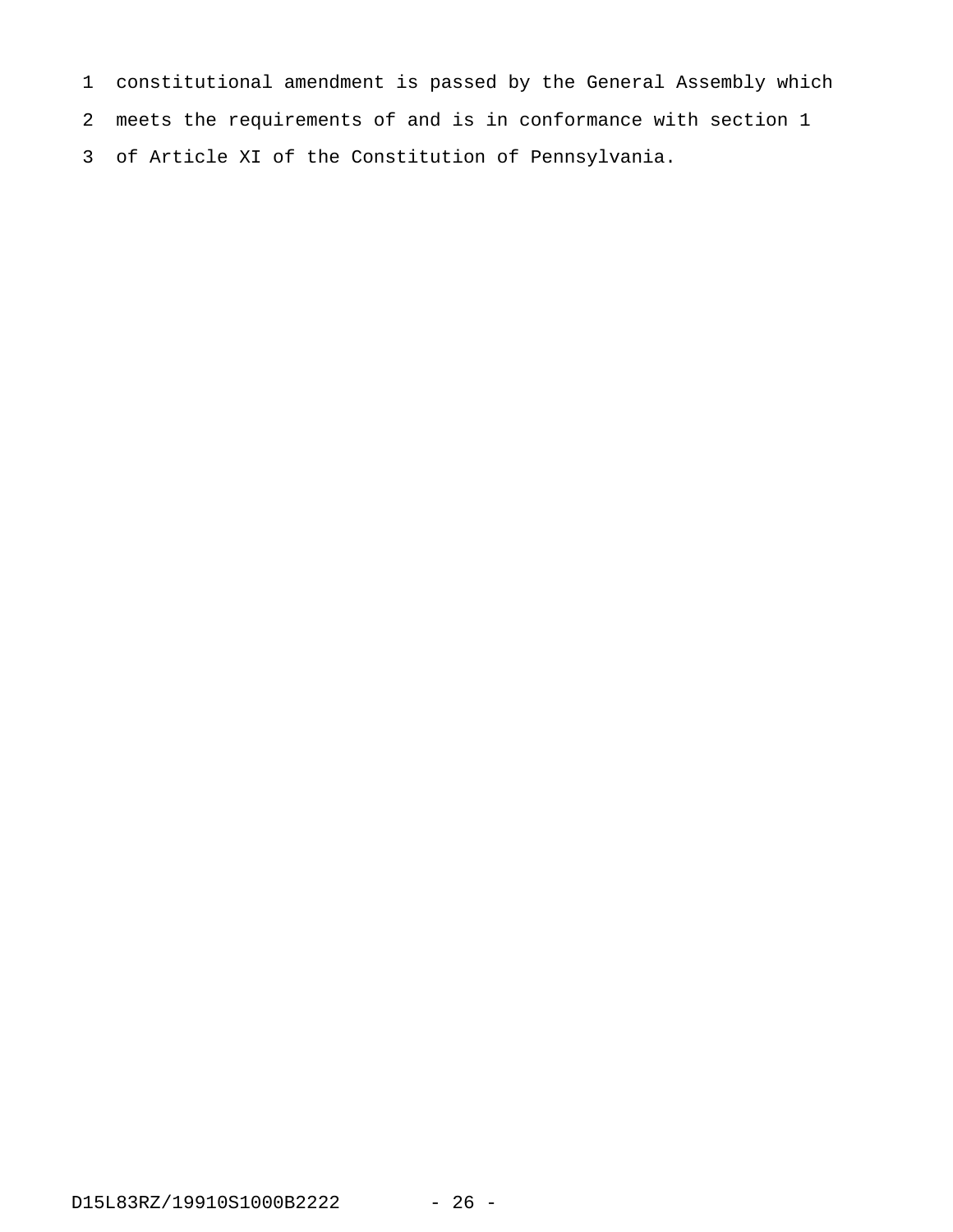constitutional amendment is passed by the General Assembly which meets the requirements of and is in conformance with section 1 of Article XI of the Constitution of Pennsylvania.